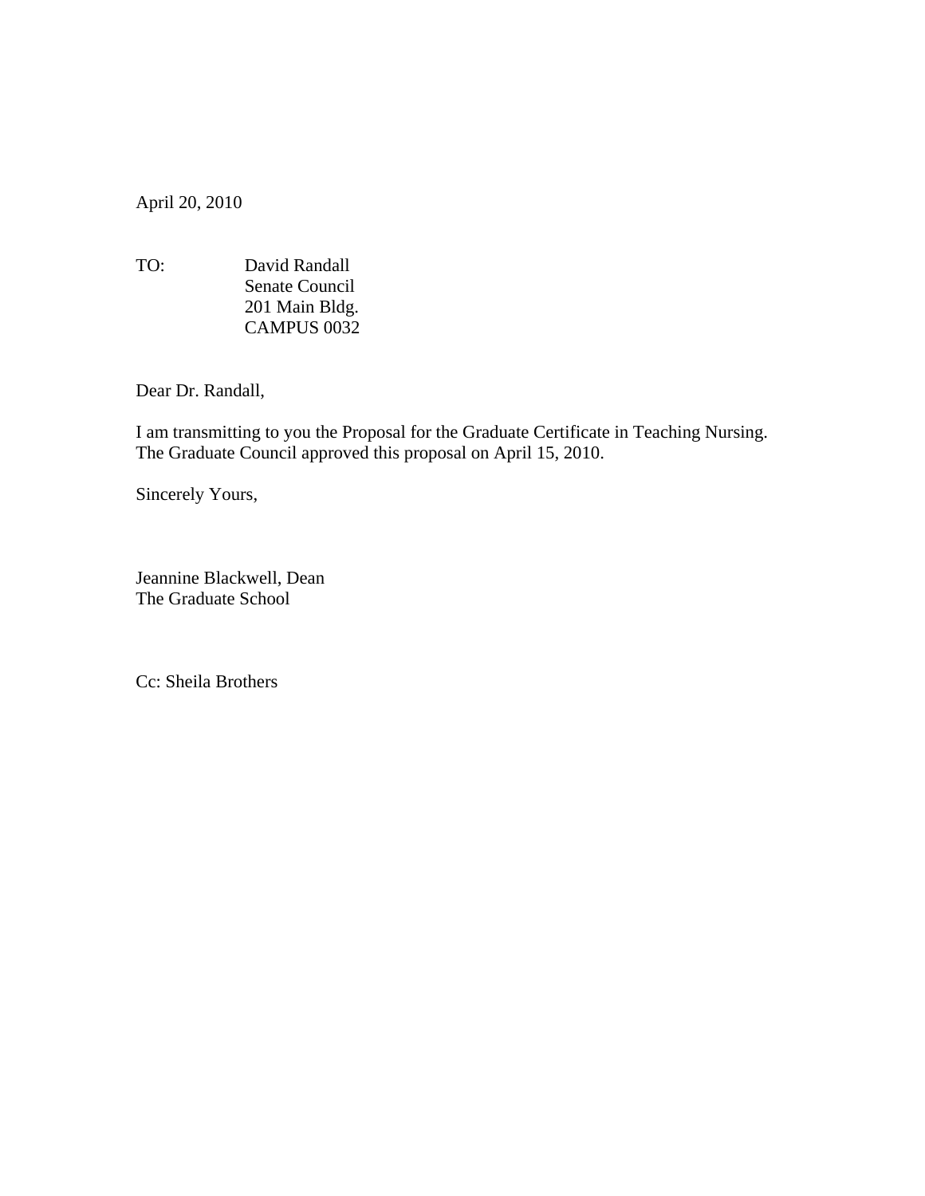April 20, 2010

TO: David Randall
Senate Council
201 Main Bldg.
CAMPUS 0032

Dear Dr. Randall,

I am transmitting to you the Proposal for the Graduate Certificate in Teaching Nursing. The Graduate Council approved this proposal on April 15, 2010.

Sincerely Yours,

Jeannine Blackwell, Dean
The Graduate School

Cc: Sheila Brothers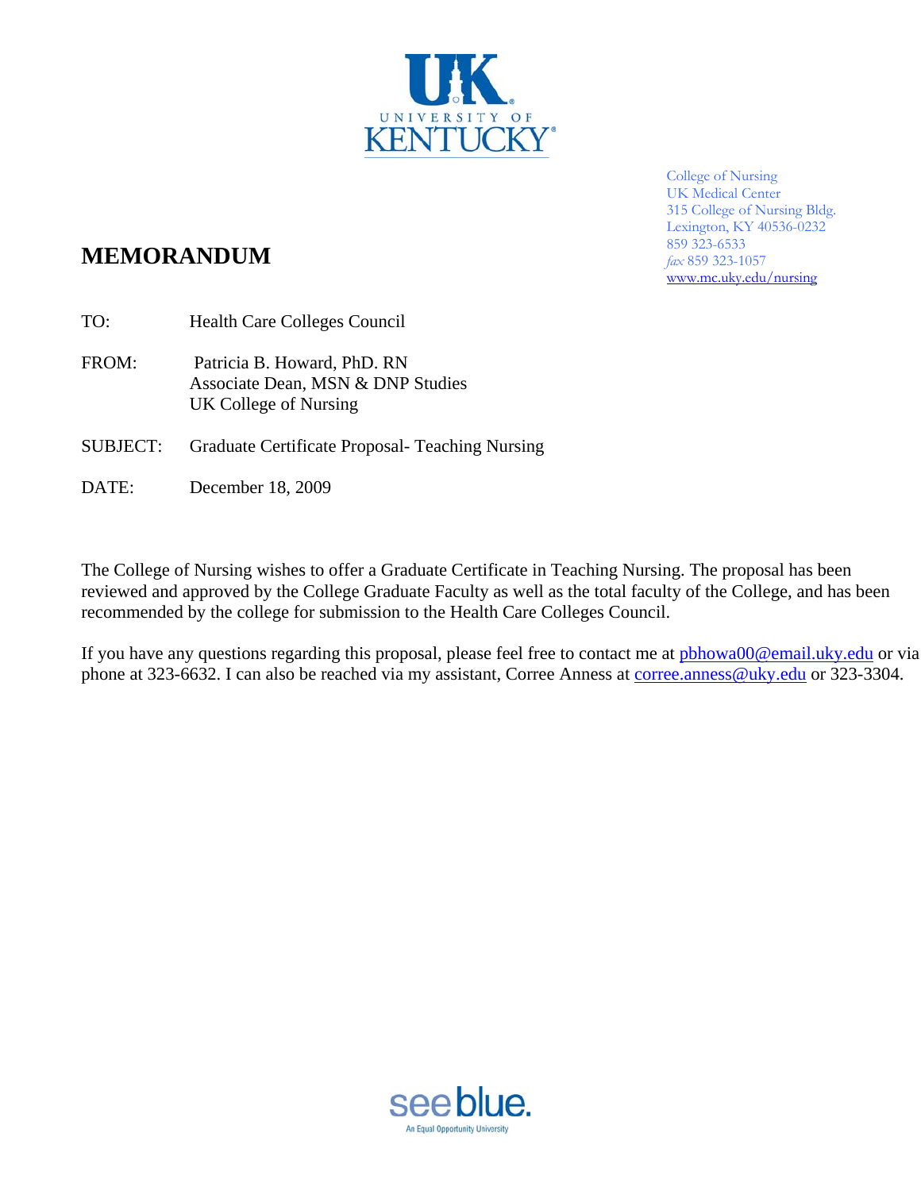UNIVERSITY OF KENTUCKY

College of Nursing
UK Medical Center
315 College of Nursing Bldg.
Lexington, KY 40536-0232
859 323-6533
*fax* 859 323-1057
www.mc.uky.edu/nursing

# MEMORANDUM

TO: Health Care Colleges Council

FROM: Patricia B. Howard, PhD. RN
Associate Dean, MSN & DNP Studies
UK College of Nursing

SUBJECT: Graduate Certificate Proposal- Teaching Nursing

DATE: December 18, 2009

The College of Nursing wishes to offer a Graduate Certificate in Teaching Nursing. The proposal has been reviewed and approved by the College Graduate Faculty as well as the total faculty of the College, and has been recommended by the college for submission to the Health Care Colleges Council.

If you have any questions regarding this proposal, please feel free to contact me at pbhowa00@email.uky.edu or via phone at 323-6632. I can also be reached via my assistant, Corree Anness at corree.anness@uky.edu or 323-3304.

see blue.
An Equal Opportunity University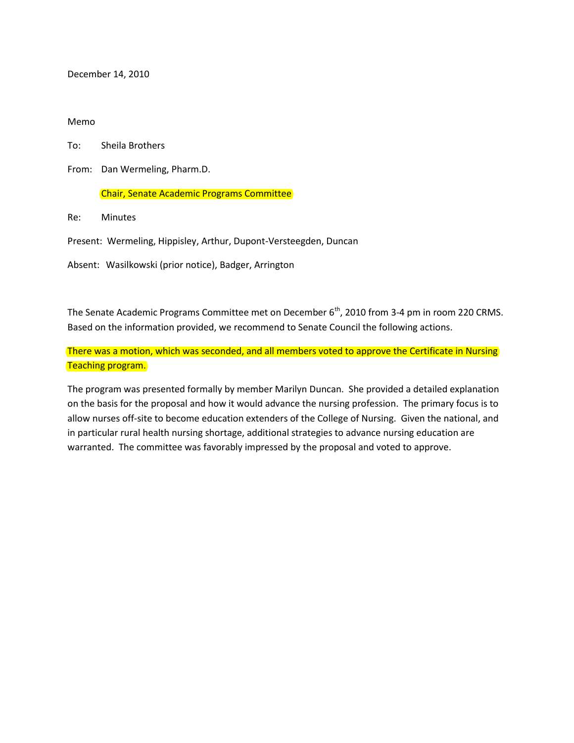December 14, 2010

Memo

To: Sheila Brothers

From: Dan Wermeling, Pharm.D.

Chair, Senate Academic Programs Committee

Re: Minutes

Present: Wermeling, Hippisley, Arthur, Dupont-Versteegden, Duncan

Absent: Wasilkowski (prior notice), Badger, Arrington

The Senate Academic Programs Committee met on December 6th, 2010 from 3-4 pm in room 220 CRMS. Based on the information provided, we recommend to Senate Council the following actions.

There was a motion, which was seconded, and all members voted to approve the Certificate in Nursing Teaching program.

The program was presented formally by member Marilyn Duncan. She provided a detailed explanation on the basis for the proposal and how it would advance the nursing profession. The primary focus is to allow nurses off-site to become education extenders of the College of Nursing. Given the national, and in particular rural health nursing shortage, additional strategies to advance nursing education are warranted. The committee was favorably impressed by the proposal and voted to approve.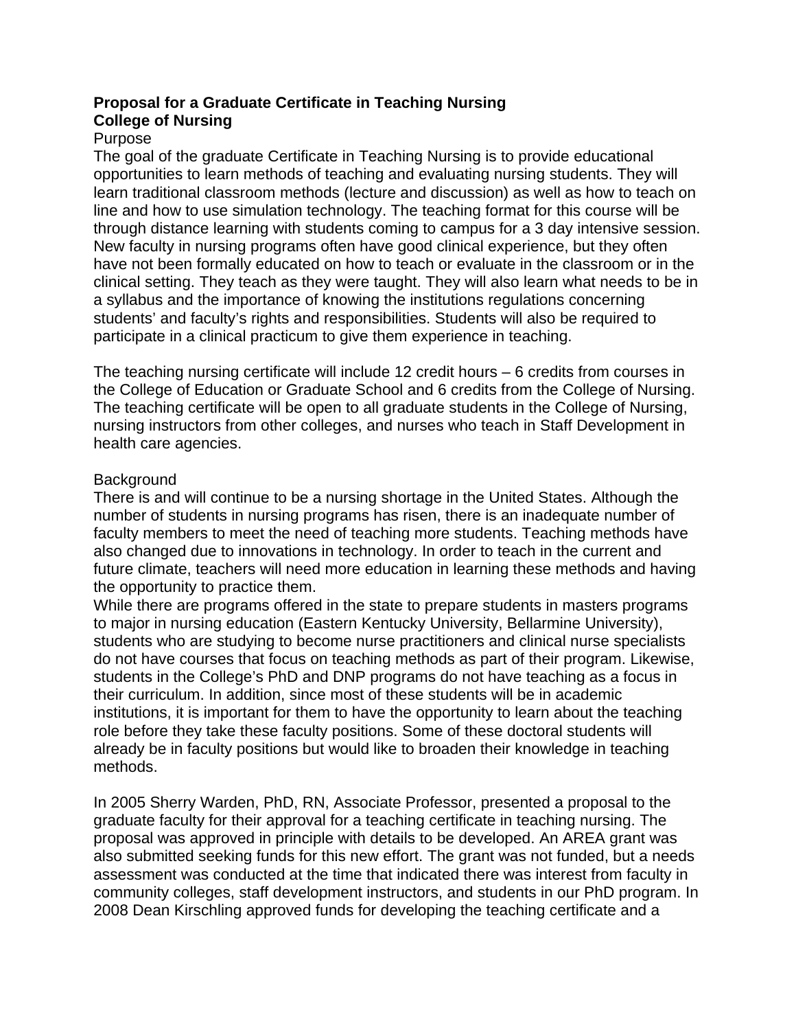**Proposal for a Graduate Certificate in Teaching Nursing**
**College of Nursing**

Purpose

The goal of the graduate Certificate in Teaching Nursing is to provide educational opportunities to learn methods of teaching and evaluating nursing students. They will learn traditional classroom methods (lecture and discussion) as well as how to teach on line and how to use simulation technology. The teaching format for this course will be through distance learning with students coming to campus for a 3 day intensive session. New faculty in nursing programs often have good clinical experience, but they often have not been formally educated on how to teach or evaluate in the classroom or in the clinical setting. They teach as they were taught. They will also learn what needs to be in a syllabus and the importance of knowing the institutions regulations concerning students' and faculty's rights and responsibilities. Students will also be required to participate in a clinical practicum to give them experience in teaching.

The teaching nursing certificate will include 12 credit hours – 6 credits from courses in the College of Education or Graduate School and 6 credits from the College of Nursing. The teaching certificate will be open to all graduate students in the College of Nursing, nursing instructors from other colleges, and nurses who teach in Staff Development in health care agencies.

Background

There is and will continue to be a nursing shortage in the United States. Although the number of students in nursing programs has risen, there is an inadequate number of faculty members to meet the need of teaching more students. Teaching methods have also changed due to innovations in technology. In order to teach in the current and future climate, teachers will need more education in learning these methods and having the opportunity to practice them.

While there are programs offered in the state to prepare students in masters programs to major in nursing education (Eastern Kentucky University, Bellarmine University), students who are studying to become nurse practitioners and clinical nurse specialists do not have courses that focus on teaching methods as part of their program. Likewise, students in the College's PhD and DNP programs do not have teaching as a focus in their curriculum. In addition, since most of these students will be in academic institutions, it is important for them to have the opportunity to learn about the teaching role before they take these faculty positions. Some of these doctoral students will already be in faculty positions but would like to broaden their knowledge in teaching methods.

In 2005 Sherry Warden, PhD, RN, Associate Professor, presented a proposal to the graduate faculty for their approval for a teaching certificate in teaching nursing. The proposal was approved in principle with details to be developed. An AREA grant was also submitted seeking funds for this new effort. The grant was not funded, but a needs assessment was conducted at the time that indicated there was interest from faculty in community colleges, staff development instructors, and students in our PhD program. In 2008 Dean Kirschling approved funds for developing the teaching certificate and a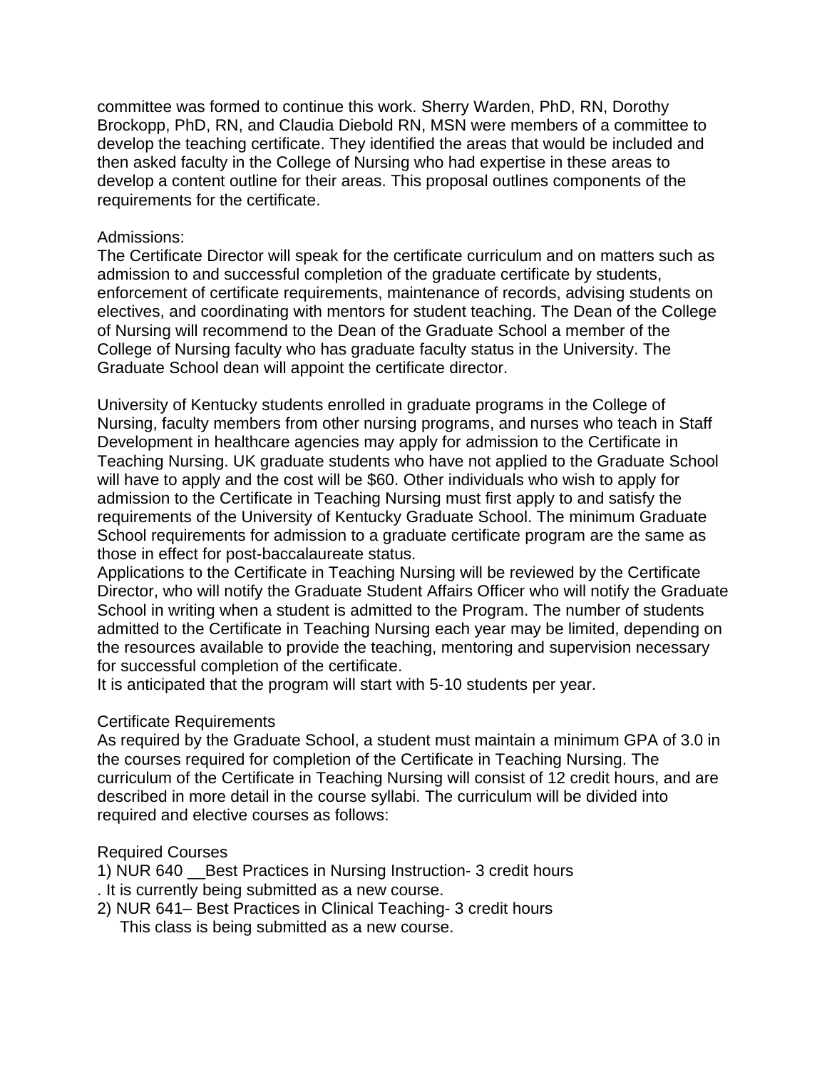committee was formed to continue this work. Sherry Warden, PhD, RN, Dorothy Brockopp, PhD, RN, and Claudia Diebold RN, MSN were members of a committee to develop the teaching certificate. They identified the areas that would be included and then asked faculty in the College of Nursing who had expertise in these areas to develop a content outline for their areas. This proposal outlines components of the requirements for the certificate.

Admissions:

The Certificate Director will speak for the certificate curriculum and on matters such as admission to and successful completion of the graduate certificate by students, enforcement of certificate requirements, maintenance of records, advising students on electives, and coordinating with mentors for student teaching. The Dean of the College of Nursing will recommend to the Dean of the Graduate School a member of the College of Nursing faculty who has graduate faculty status in the University. The Graduate School dean will appoint the certificate director.

University of Kentucky students enrolled in graduate programs in the College of Nursing, faculty members from other nursing programs, and nurses who teach in Staff Development in healthcare agencies may apply for admission to the Certificate in Teaching Nursing. UK graduate students who have not applied to the Graduate School will have to apply and the cost will be $60. Other individuals who wish to apply for admission to the Certificate in Teaching Nursing must first apply to and satisfy the requirements of the University of Kentucky Graduate School. The minimum Graduate School requirements for admission to a graduate certificate program are the same as those in effect for post-baccalaureate status.

Applications to the Certificate in Teaching Nursing will be reviewed by the Certificate Director, who will notify the Graduate Student Affairs Officer who will notify the Graduate School in writing when a student is admitted to the Program. The number of students admitted to the Certificate in Teaching Nursing each year may be limited, depending on the resources available to provide the teaching, mentoring and supervision necessary for successful completion of the certificate.

It is anticipated that the program will start with 5-10 students per year.

Certificate Requirements

As required by the Graduate School, a student must maintain a minimum GPA of 3.0 in the courses required for completion of the Certificate in Teaching Nursing. The curriculum of the Certificate in Teaching Nursing will consist of 12 credit hours, and are described in more detail in the course syllabi. The curriculum will be divided into required and elective courses as follows:

Required Courses

1) NUR 640 __Best Practices in Nursing Instruction- 3 credit hours
. It is currently being submitted as a new course.

2) NUR 641– Best Practices in Clinical Teaching- 3 credit hours
   This class is being submitted as a new course.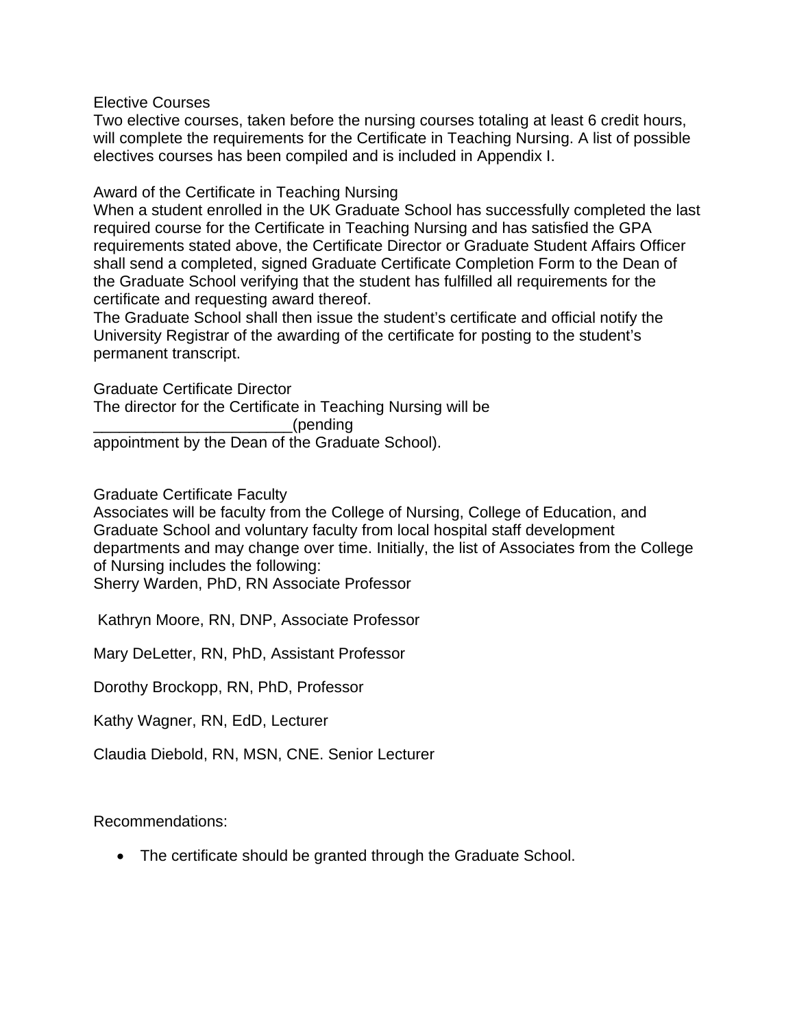### Elective Courses

Two elective courses, taken before the nursing courses totaling at least 6 credit hours, will complete the requirements for the Certificate in Teaching Nursing. A list of possible electives courses has been compiled and is included in Appendix I.

### Award of the Certificate in Teaching Nursing

When a student enrolled in the UK Graduate School has successfully completed the last required course for the Certificate in Teaching Nursing and has satisfied the GPA requirements stated above, the Certificate Director or Graduate Student Affairs Officer shall send a completed, signed Graduate Certificate Completion Form to the Dean of the Graduate School verifying that the student has fulfilled all requirements for the certificate and requesting award thereof.

The Graduate School shall then issue the student's certificate and official notify the University Registrar of the awarding of the certificate for posting to the student's permanent transcript.

### Graduate Certificate Director

The director for the Certificate in Teaching Nursing will be ______________________(pending appointment by the Dean of the Graduate School).

### Graduate Certificate Faculty

Associates will be faculty from the College of Nursing, College of Education, and Graduate School and voluntary faculty from local hospital staff development departments and may change over time. Initially, the list of Associates from the College of Nursing includes the following:

Sherry Warden, PhD, RN Associate Professor

Kathryn Moore, RN, DNP, Associate Professor

Mary DeLetter, RN, PhD, Assistant Professor

Dorothy Brockopp, RN, PhD, Professor

Kathy Wagner, RN, EdD, Lecturer

Claudia Diebold, RN, MSN, CNE. Senior Lecturer

Recommendations:

- The certificate should be granted through the Graduate School.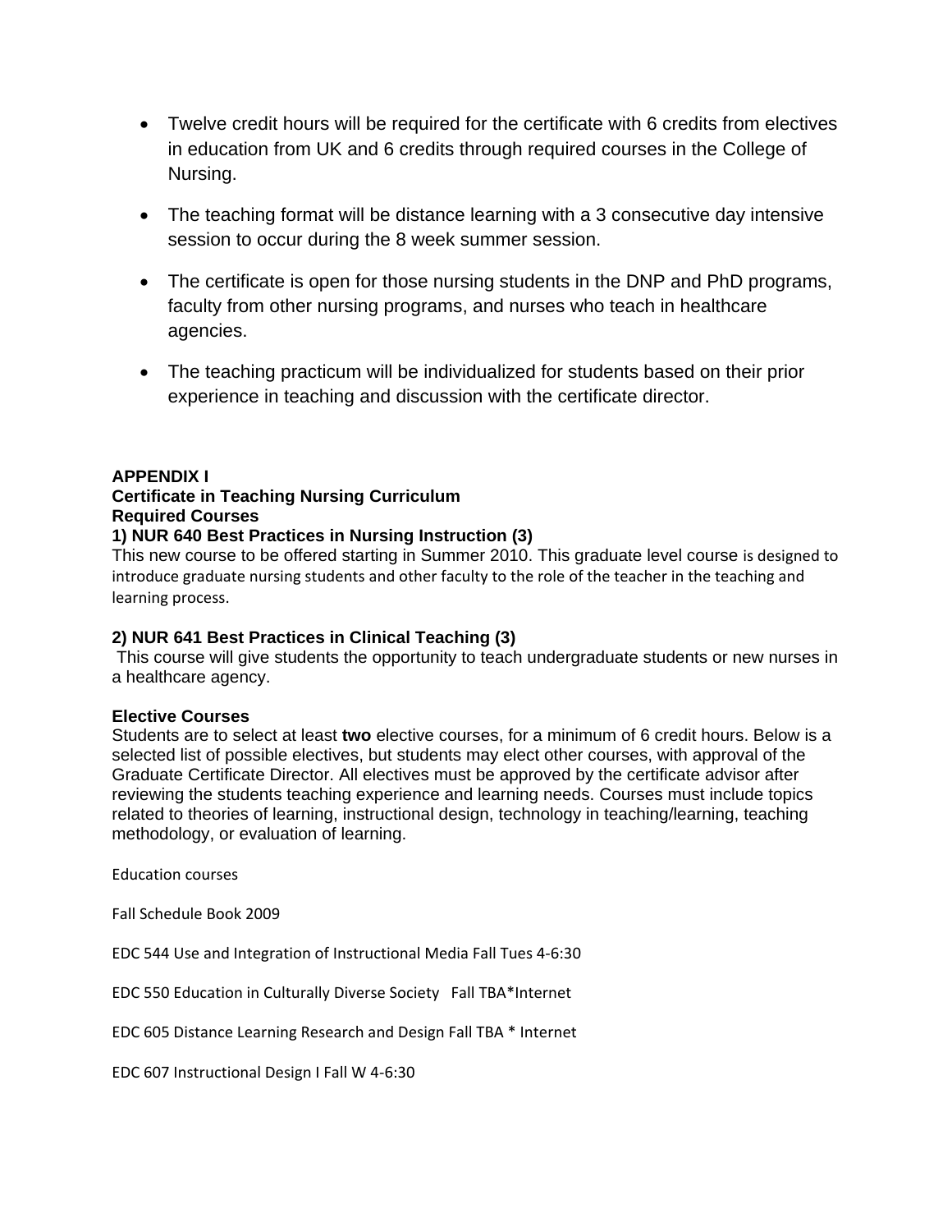- Twelve credit hours will be required for the certificate with 6 credits from electives in education from UK and 6 credits through required courses in the College of Nursing.
- The teaching format will be distance learning with a 3 consecutive day intensive session to occur during the 8 week summer session.
- The certificate is open for those nursing students in the DNP and PhD programs, faculty from other nursing programs, and nurses who teach in healthcare agencies.
- The teaching practicum will be individualized for students based on their prior experience in teaching and discussion with the certificate director.

**APPENDIX I**
**Certificate in Teaching Nursing Curriculum**
**Required Courses**
**1) NUR 640 Best Practices in Nursing Instruction (3)**
This new course to be offered starting in Summer 2010. This graduate level course is designed to introduce graduate nursing students and other faculty to the role of the teacher in the teaching and learning process.

**2) NUR 641 Best Practices in Clinical Teaching (3)**
This course will give students the opportunity to teach undergraduate students or new nurses in a healthcare agency.

**Elective Courses**
Students are to select at least **two** elective courses, for a minimum of 6 credit hours. Below is a selected list of possible electives, but students may elect other courses, with approval of the Graduate Certificate Director. All electives must be approved by the certificate advisor after reviewing the students teaching experience and learning needs. Courses must include topics related to theories of learning, instructional design, technology in teaching/learning, teaching methodology, or evaluation of learning.

Education courses

Fall Schedule Book 2009

EDC 544 Use and Integration of Instructional Media Fall Tues 4-6:30

EDC 550 Education in Culturally Diverse Society Fall TBA*Internet

EDC 605 Distance Learning Research and Design Fall TBA * Internet

EDC 607 Instructional Design I Fall W 4-6:30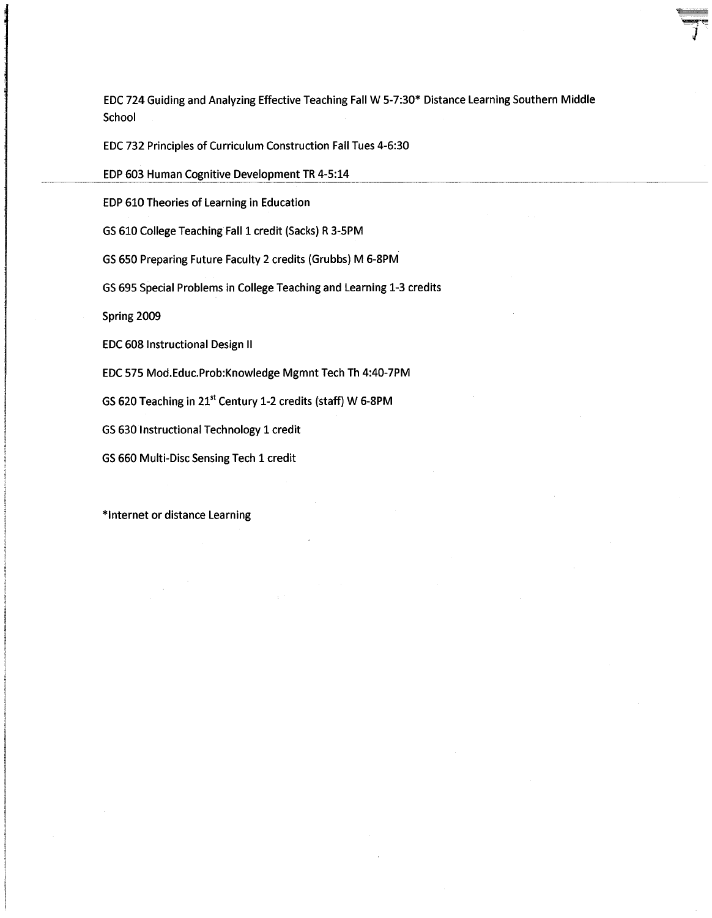EDC 724 Guiding and Analyzing Effective Teaching Fall W 5-7:30* Distance Learning Southern Middle School

EDC 732 Principles of Curriculum Construction Fall Tues 4-6:30

EDP 603 Human Cognitive Development TR 4-5:14

EDP 610 Theories of Learning in Education

GS 610 College Teaching Fall 1 credit (Sacks) R 3-5PM

GS 650 Preparing Future Faculty 2 credits (Grubbs) M 6-8PM

GS 695 Special Problems in College Teaching and Learning 1-3 credits

Spring 2009

EDC 608 Instructional Design II

EDC 575 Mod.Educ.Prob:Knowledge Mgmnt Tech Th 4:40-7PM

GS 620 Teaching in 21st Century 1-2 credits (staff) W 6-8PM

GS 630 Instructional Technology 1 credit

GS 660 Multi-Disc Sensing Tech 1 credit

*Internet or distance Learning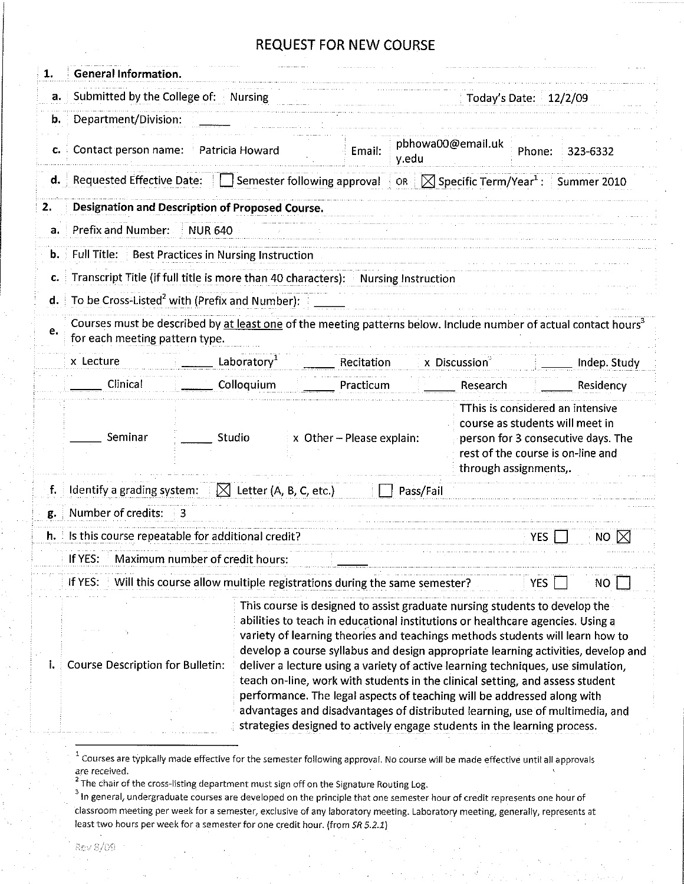# REQUEST FOR NEW COURSE

**1. General Information.**

**a.** Submitted by the College of: Nursing — Today's Date: 12/2/09

**b.** Department/Division: _____

**c.** Contact person name: Patricia Howard — Email: pbhowa00@email.uky.edu — Phone: 323-6332

**d.** Requested Effective Date: ☐ Semester following approval OR ☒ Specific Term/Year[1]: Summer 2010

**2. Designation and Description of Proposed Course.**

**a.** Prefix and Number: NUR 640

**b.** Full Title: Best Practices in Nursing Instruction

**c.** Transcript Title (if full title is more than 40 characters): Nursing Instruction

**d.** To be Cross-Listed[2] with (Prefix and Number): _____

**e.** Courses must be described by at least one of the meeting patterns below. Include number of actual contact hours[3] for each meeting pattern type.

| | | | | |
|---|---|---|---|---|
| x Lecture | _____ Laboratory[1] | _____ Recitation | x Discussion | _____ Indep. Study |
| _____ Clinical | _____ Colloquium | _____ Practicum | _____ Research | _____ Residency |
| _____ Seminar | _____ Studio | x Other – Please explain: | TThis is considered an intensive course as students will meet in person for 3 consecutive days. The rest of the course is on-line and through assignments,. | |

**f.** Identify a grading system: ☒ Letter (A, B, C, etc.) ☐ Pass/Fail

**g.** Number of credits: 3

**h.** Is this course repeatable for additional credit? YES ☐ NO ☒

If YES: Maximum number of credit hours: _____

If YES: Will this course allow multiple registrations during the same semester? YES ☐ NO ☐

**i.** Course Description for Bulletin: This course is designed to assist graduate nursing students to develop the abilities to teach in educational institutions or healthcare agencies. Using a variety of learning theories and teachings methods students will learn how to develop a course syllabus and design appropriate learning activities, develop and deliver a lecture using a variety of active learning techniques, use simulation, teach on-line, work with students in the clinical setting, and assess student performance. The legal aspects of teaching will be addressed along with advantages and disadvantages of distributed learning, use of multimedia, and strategies designed to actively engage students in the learning process.

---

[1] Courses are typically made effective for the semester following approval. No course will be made effective until all approvals are received.

[2] The chair of the cross-listing department must sign off on the Signature Routing Log.

[3] In general, undergraduate courses are developed on the principle that one semester hour of credit represents one hour of classroom meeting per week for a semester, exclusive of any laboratory meeting. Laboratory meeting, generally, represents at least two hours per week for a semester for one credit hour. (from *SR 5.2.1*)

Rev 8/09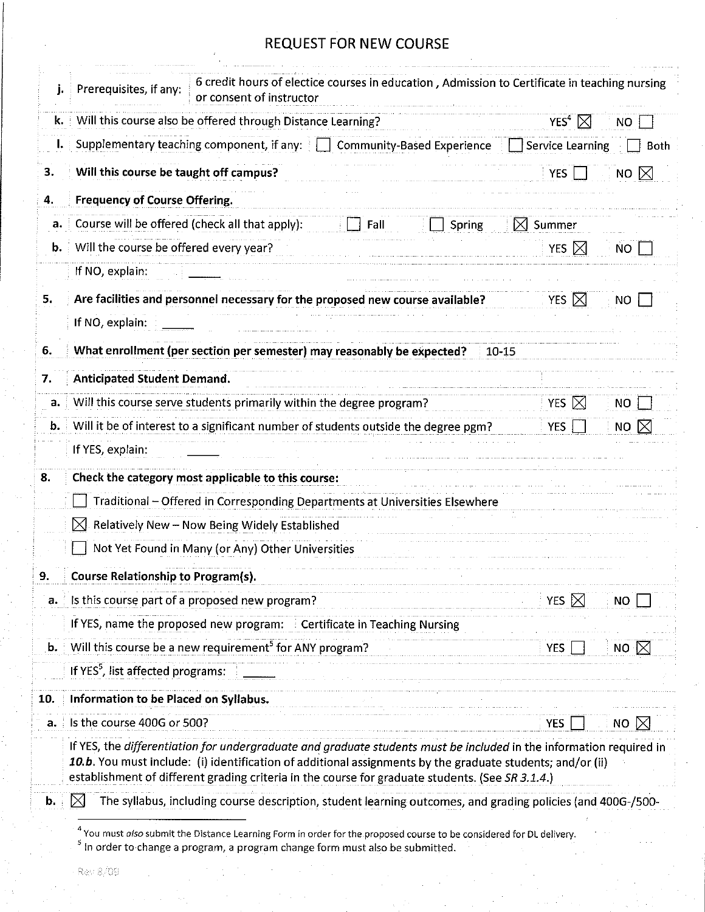# REQUEST FOR NEW COURSE

| | | | |
|---|---|---|---|
| **j.** | Prerequisites, if any: | 6 credit hours of electice courses in education , Admission to Certificate in teaching nursing or consent of instructor | |
| **k.** | Will this course also be offered through Distance Learning? | YES[4] ☒ | NO ☐ |
| **l.** | Supplementary teaching component, if any: ☐ Community-Based Experience ☐ Service Learning ☐ Both | | |

**3.** **Will this course be taught off campus?** YES ☐ NO ☒

**4.** **Frequency of Course Offering.**

**a.** Course will be offered (check all that apply): ☐ Fall ☐ Spring ☒ Summer

**b.** Will the course be offered every year? YES ☒ NO ☐

If NO, explain: _____

**5.** **Are facilities and personnel necessary for the proposed new course available?** YES ☒ NO ☐

If NO, explain: _____

**6.** **What enrollment (per section per semester) may reasonably be expected?** 10-15

**7.** **Anticipated Student Demand.**

**a.** Will this course serve students primarily within the degree program? YES ☒ NO ☐

**b.** Will it be of interest to a significant number of students outside the degree pgm? YES ☐ NO ☒

If YES, explain: _____

**8.** **Check the category most applicable to this course:**

☐ Traditional – Offered in Corresponding Departments at Universities Elsewhere

☒ Relatively New – Now Being Widely Established

☐ Not Yet Found in Many (or Any) Other Universities

**9.** **Course Relationship to Program(s).**

**a.** Is this course part of a proposed new program? YES ☒ NO ☐

If YES, name the proposed new program: Certificate in Teaching Nursing

**b.** Will this course be a new requirement[5] for ANY program? YES ☐ NO ☒

If YES[5], list affected programs: _____

**10.** **Information to be Placed on Syllabus.**

**a.** Is the course 400G or 500? YES ☐ NO ☒

If YES, the *differentiation for undergraduate and graduate students must be included* in the information required in ***10.b***. You must include: (i) identification of additional assignments by the graduate students; and/or (ii) establishment of different grading criteria in the course for graduate students. (See *SR 3.1.4.*)

**b.** ☒ The syllabus, including course description, student learning outcomes, and grading policies (and 400G-/500-

---

[4] You must *also* submit the Distance Learning Form in order for the proposed course to be considered for DL delivery.

[5] In order to change a program, a program change form must also be submitted.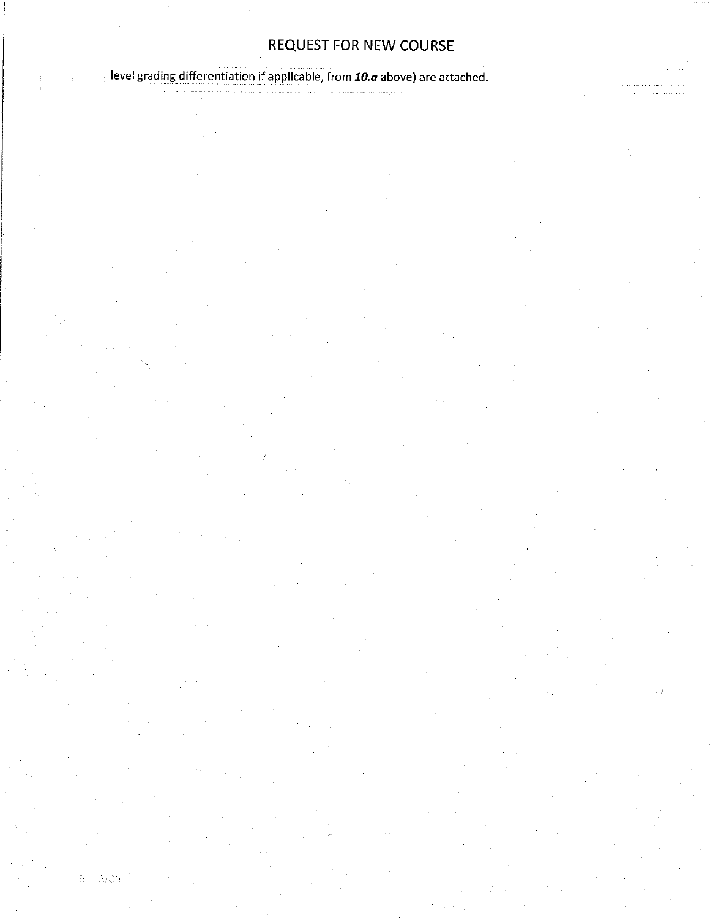# REQUEST FOR NEW COURSE

level grading differentiation if applicable, from ***10.a*** above) are attached.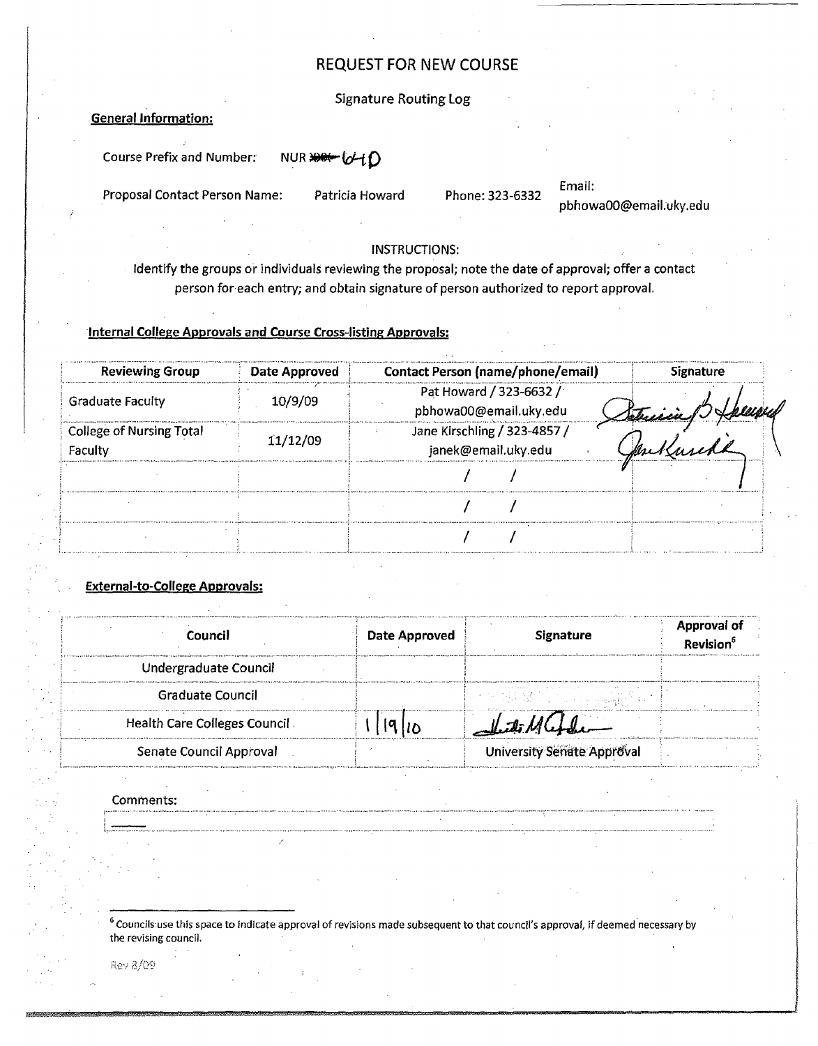# REQUEST FOR NEW COURSE

Signature Routing Log

**General Information:**

Course Prefix and Number: NUR ~~XXX~~ 640

Proposal Contact Person Name: Patricia Howard Phone: 323-6332 Email: pbhowa00@email.uky.edu

INSTRUCTIONS:

Identify the groups or individuals reviewing the proposal; note the date of approval; offer a contact person for each entry; and obtain signature of person authorized to report approval.

**Internal College Approvals and Course Cross-listing Approvals:**

| Reviewing Group | Date Approved | Contact Person (name/phone/email) | Signature |
|---|---|---|---|
| Graduate Faculty | 10/9/09 | Pat Howard / 323-6632 / pbhowa00@email.uky.edu | Patricia B Howard |
| College of Nursing Total Faculty | 11/12/09 | Jane Kirschling / 323-4857 / janek@email.uky.edu | Jane Kirschling |
| | | / / | |
| | | / / | |
| | | / / | |

**External-to-College Approvals:**

| Council | Date Approved | Signature | Approval of Revision[6] |
|---|---|---|---|
| Undergraduate Council | | | |
| Graduate Council | | | |
| Health Care Colleges Council | 1/19/10 | Heidi M Anderson | |
| Senate Council Approval | | University Senate Approval | |

Comments:

[6] Councils use this space to indicate approval of revisions made subsequent to that council's approval, if deemed necessary by the revising council.

Rev 8/09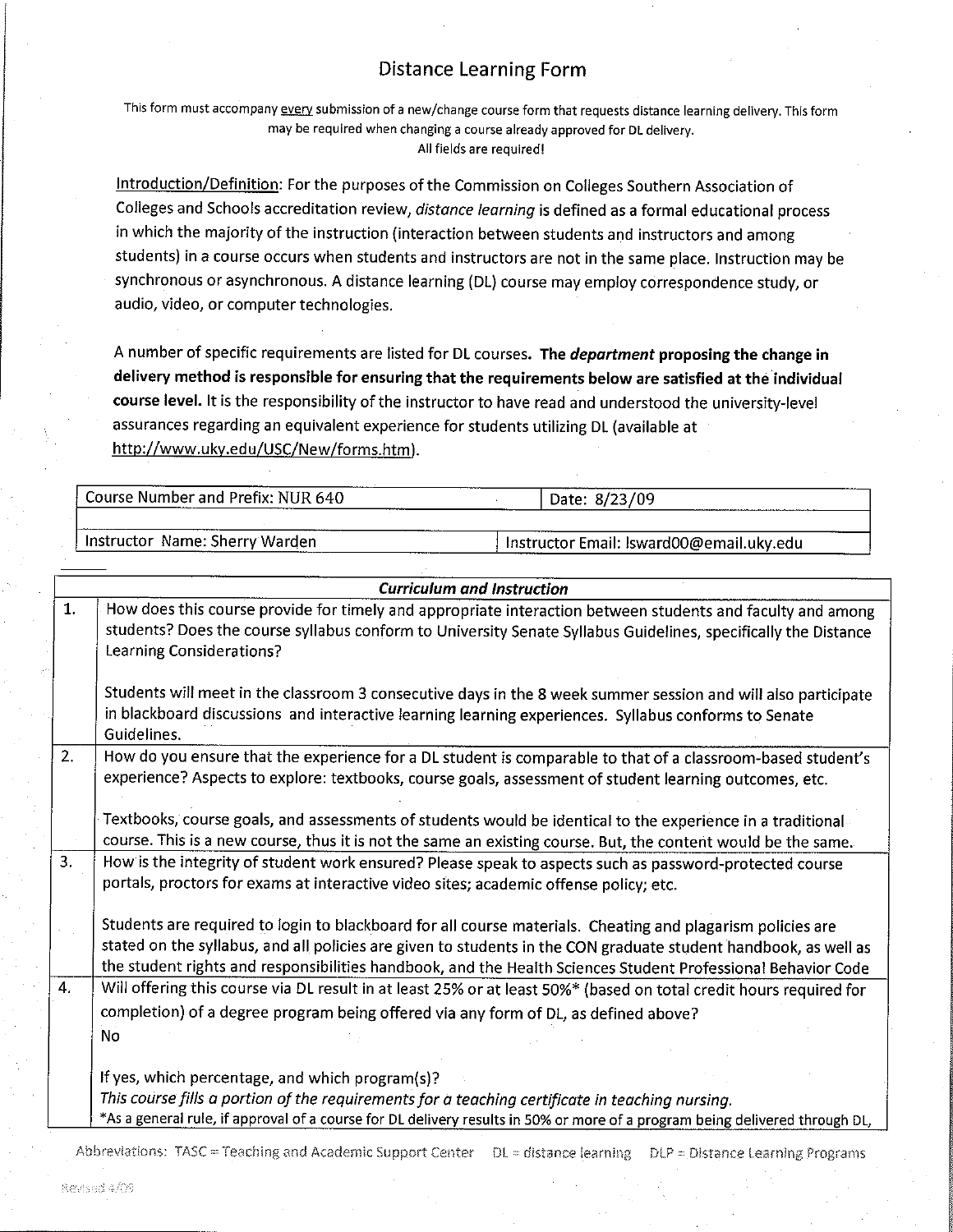# Distance Learning Form

This form must accompany every submission of a new/change course form that requests distance learning delivery. This form may be required when changing a course already approved for DL delivery.
All fields are required!

Introduction/Definition: For the purposes of the Commission on Colleges Southern Association of Colleges and Schools accreditation review, *distance learning* is defined as a formal educational process in which the majority of the instruction (interaction between students and instructors and among students) in a course occurs when students and instructors are not in the same place. Instruction may be synchronous or asynchronous. A distance learning (DL) course may employ correspondence study, or audio, video, or computer technologies.

A number of specific requirements are listed for DL courses. **The *department* proposing the change in delivery method is responsible for ensuring that the requirements below are satisfied at the individual course level.** It is the responsibility of the instructor to have read and understood the university-level assurances regarding an equivalent experience for students utilizing DL (available at http://www.uky.edu/USC/New/forms.htm).

| Course Number and Prefix: NUR 640 | Date: 8/23/09 |
|---|---|
| | |
| Instructor Name: Sherry Warden | Instructor Email: lsward00@email.uky.edu |

| | *Curriculum and Instruction* |
|---|---|
| 1. | How does this course provide for timely and appropriate interaction between students and faculty and among students? Does the course syllabus conform to University Senate Syllabus Guidelines, specifically the Distance Learning Considerations?<br><br>Students will meet in the classroom 3 consecutive days in the 8 week summer session and will also participate in blackboard discussions and interactive learning learning experiences. Syllabus conforms to Senate Guidelines. |
| 2. | How do you ensure that the experience for a DL student is comparable to that of a classroom-based student's experience? Aspects to explore: textbooks, course goals, assessment of student learning outcomes, etc.<br><br>Textbooks, course goals, and assessments of students would be identical to the experience in a traditional course. This is a new course, thus it is not the same an existing course. But, the content would be the same. |
| 3. | How is the integrity of student work ensured? Please speak to aspects such as password-protected course portals, proctors for exams at interactive video sites; academic offense policy; etc.<br><br>Students are required to login to blackboard for all course materials. Cheating and plagarism policies are stated on the syllabus, and all policies are given to students in the CON graduate student handbook, as well as the student rights and responsibilities handbook, and the Health Sciences Student Professional Behavior Code |
| 4. | Will offering this course via DL result in at least 25% or at least 50%* (based on total credit hours required for completion) of a degree program being offered via any form of DL, as defined above?<br>No<br><br>If yes, which percentage, and which program(s)?<br>*This course fills a portion of the requirements for a teaching certificate in teaching nursing.*<br>*As a general rule, if approval of a course for DL delivery results in 50% or more of a program being delivered through DL, |

Abbreviations: TASC = Teaching and Academic Support Center DL = distance learning DLP = Distance Learning Programs

Revised 4/09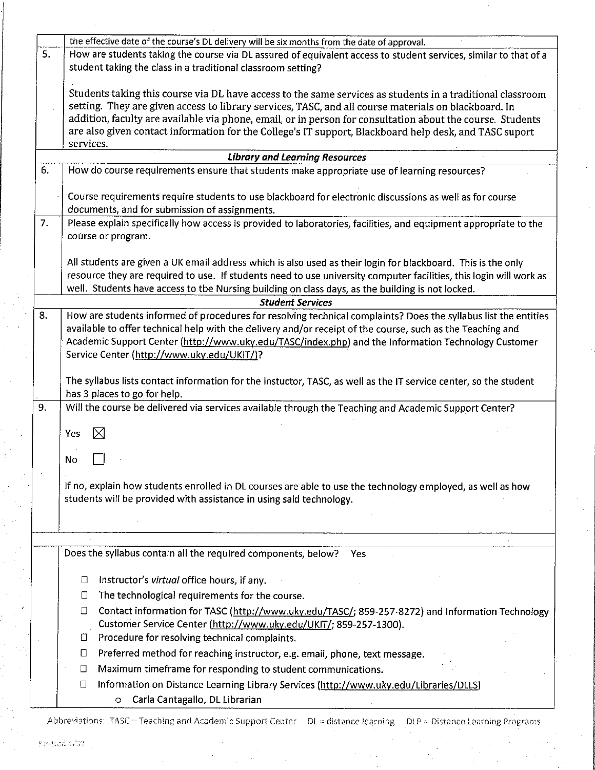| | |
|---|---|
| | the effective date of the course's DL delivery will be six months from the date of approval. |
| 5. | How are students taking the course via DL assured of equivalent access to student services, similar to that of a student taking the class in a traditional classroom setting?<br><br>Students taking this course via DL have access to the same services as students in a traditional classroom setting. They are given access to library services, TASC, and all course materials on blackboard. In addition, faculty are available via phone, email, or in person for consultation about the course. Students are also given contact information for the College's IT support, Blackboard help desk, and TASC suport services. |
| | ***Library and Learning Resources*** |
| 6. | How do course requirements ensure that students make appropriate use of learning resources?<br><br>Course requirements require students to use blackboard for electronic discussions as well as for course documents, and for submission of assignments. |
| 7. | Please explain specifically how access is provided to laboratories, facilities, and equipment appropriate to the course or program.<br><br>All students are given a UK email address which is also used as their login for blackboard. This is the only resource they are required to use. If students need to use university computer facilities, this login will work as well. Students have access to tbe Nursing building on class days, as the building is not locked. |
| | ***Student Services*** |
| 8. | How are students informed of procedures for resolving technical complaints? Does the syllabus list the entities available to offer technical help with the delivery and/or receipt of the course, such as the Teaching and Academic Support Center (http://www.uky.edu/TASC/index.php) and the Information Technology Customer Service Center (http://www.uky.edu/UKIT/)?<br><br>The syllabus lists contact information for the instuctor, TASC, as well as the IT service center, so the student has 3 places to go for help. |
| 9. | Will the course be delivered via services available through the Teaching and Academic Support Center?<br><br>Yes ☒<br><br>No ☐<br><br>If no, explain how students enrolled in DL courses are able to use the technology employed, as well as how students will be provided with assistance in using said technology. |
| | |
| | Does the syllabus contain all the required components, below? Yes<br><br>☐ Instructor's *virtual* office hours, if any.<br>☐ The technological requirements for the course.<br>☐ Contact information for TASC (http://www.uky.edu/TASC/; 859-257-8272) and Information Technology Customer Service Center (http://www.uky.edu/UKIT/; 859-257-1300).<br>☐ Procedure for resolving technical complaints.<br>☐ Preferred method for reaching instructor, e.g. email, phone, text message.<br>☐ Maximum timeframe for responding to student communications.<br>☐ Information on Distance Learning Library Services (http://www.uky.edu/Libraries/DLLS)<br>  o Carla Cantagallo, DL Librarian |

Abbreviations: TASC = Teaching and Academic Support Center DL = distance learning DLP = Distance Learning Programs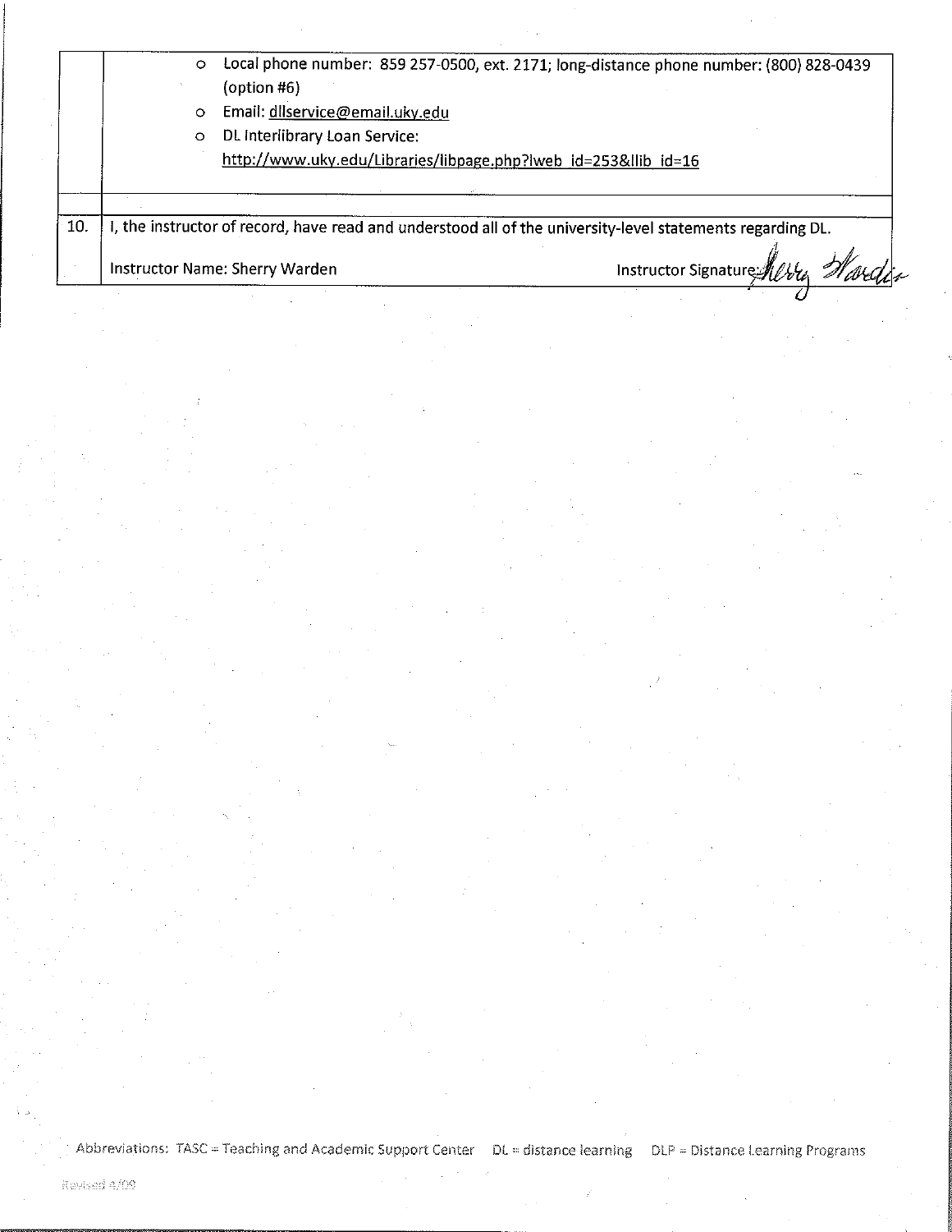| | |
|---|---|
| | - Local phone number: 859 257-0500, ext. 2171; long-distance phone number: (800) 828-0439 (option #6)<br>- Email: dllservice@email.uky.edu<br>- DL Interlibrary Loan Service: http://www.uky.edu/Libraries/libpage.php?lweb_id=253&llib_id=16 |
| | |
| 10. | I, the instructor of record, have read and understood all of the university-level statements regarding DL.<br><br>Instructor Name: Sherry Warden Instructor Signature: Sherry Warden |

Abbreviations: TASC = Teaching and Academic Support Center DL = distance learning DLP = Distance Learning Programs

Revised 4/09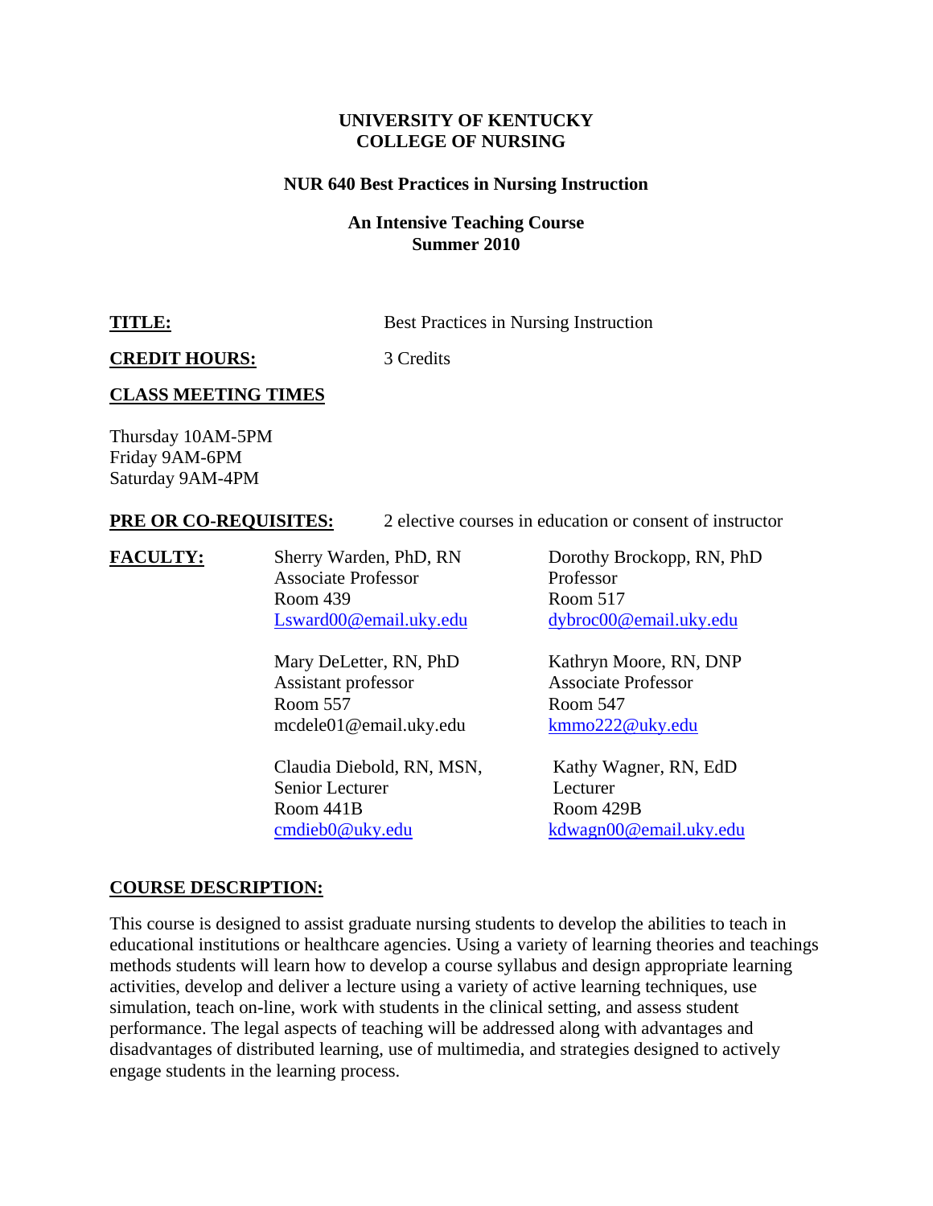**UNIVERSITY OF KENTUCKY**
**COLLEGE OF NURSING**

**NUR 640 Best Practices in Nursing Instruction**

**An Intensive Teaching Course**
**Summer 2010**

**TITLE:** Best Practices in Nursing Instruction

**CREDIT HOURS:** 3 Credits

**CLASS MEETING TIMES**

Thursday 10AM-5PM
Friday 9AM-6PM
Saturday 9AM-4PM

**PRE OR CO-REQUISITES:** 2 elective courses in education or consent of instructor

**FACULTY:**

Sherry Warden, PhD, RN
Associate Professor
Room 439
Lsward00@email.uky.edu

Dorothy Brockopp, RN, PhD
Professor
Room 517
dybroc00@email.uky.edu

Mary DeLetter, RN, PhD
Assistant professor
Room 557
mcdele01@email.uky.edu

Kathryn Moore, RN, DNP
Associate Professor
Room 547
kmmo222@uky.edu

Claudia Diebold, RN, MSN,
Senior Lecturer
Room 441B
cmdieb0@uky.edu

Kathy Wagner, RN, EdD
Lecturer
Room 429B
kdwagn00@email.uky.edu

**COURSE DESCRIPTION:**

This course is designed to assist graduate nursing students to develop the abilities to teach in educational institutions or healthcare agencies. Using a variety of learning theories and teachings methods students will learn how to develop a course syllabus and design appropriate learning activities, develop and deliver a lecture using a variety of active learning techniques, use simulation, teach on-line, work with students in the clinical setting, and assess student performance. The legal aspects of teaching will be addressed along with advantages and disadvantages of distributed learning, use of multimedia, and strategies designed to actively engage students in the learning process.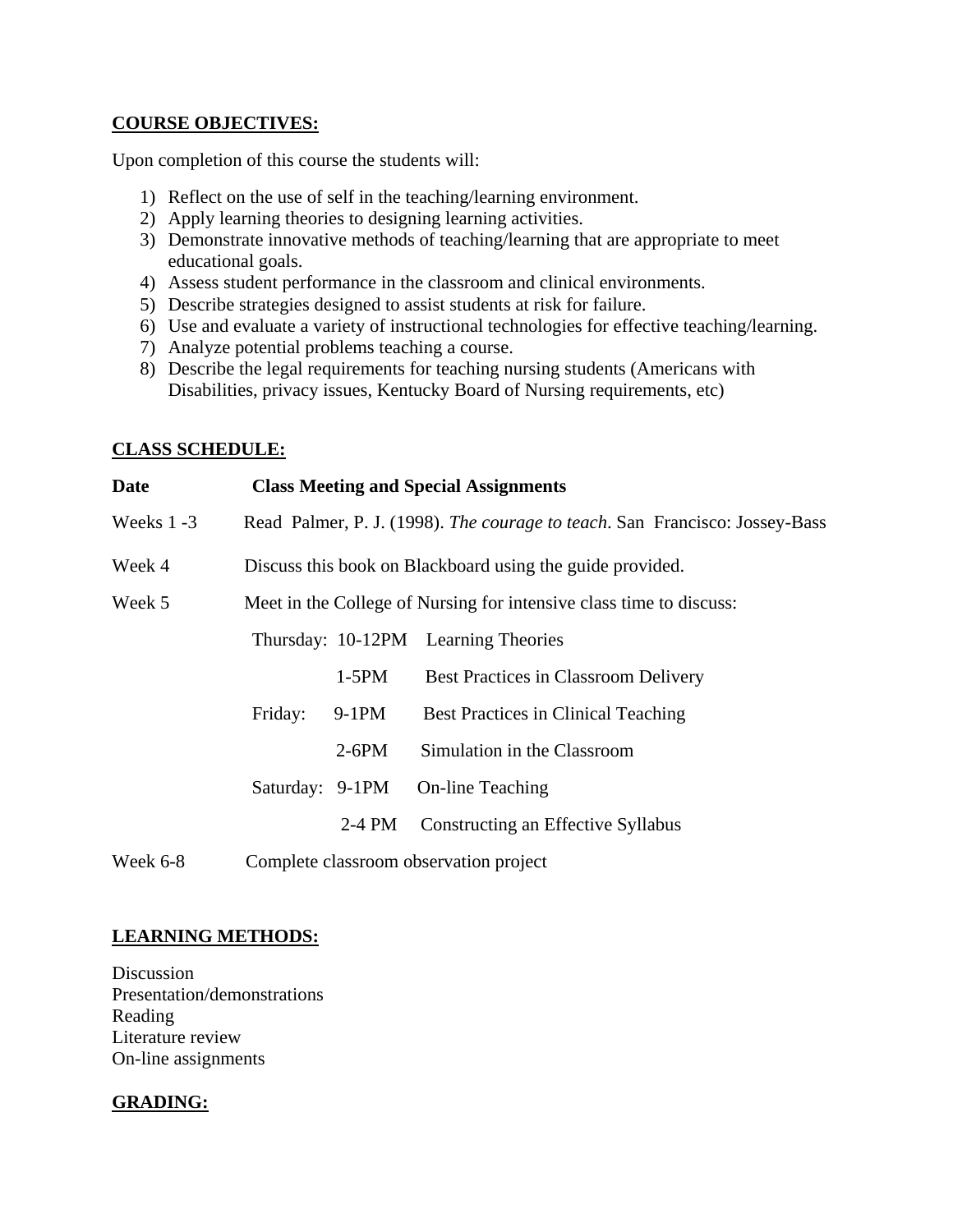## **COURSE OBJECTIVES:**

Upon completion of this course the students will:

1) Reflect on the use of self in the teaching/learning environment.
2) Apply learning theories to designing learning activities.
3) Demonstrate innovative methods of teaching/learning that are appropriate to meet educational goals.
4) Assess student performance in the classroom and clinical environments.
5) Describe strategies designed to assist students at risk for failure.
6) Use and evaluate a variety of instructional technologies for effective teaching/learning.
7) Analyze potential problems teaching a course.
8) Describe the legal requirements for teaching nursing students (Americans with Disabilities, privacy issues, Kentucky Board of Nursing requirements, etc)

## **CLASS SCHEDULE:**

| **Date** | **Class Meeting and Special Assignments** | | |
|---|---|---|---|
| Weeks 1 -3 | Read Palmer, P. J. (1998). *The courage to teach*. San Francisco: Jossey-Bass | | |
| Week 4 | Discuss this book on Blackboard using the guide provided. | | |
| Week 5 | Meet in the College of Nursing for intensive class time to discuss: | | |
| | Thursday: | 10-12PM | Learning Theories |
| | | 1-5PM | Best Practices in Classroom Delivery |
| | Friday: | 9-1PM | Best Practices in Clinical Teaching |
| | | 2-6PM | Simulation in the Classroom |
| | Saturday: | 9-1PM | On-line Teaching |
| | | 2-4 PM | Constructing an Effective Syllabus |
| Week 6-8 | Complete classroom observation project | | |

## **LEARNING METHODS:**

Discussion
Presentation/demonstrations
Reading
Literature review
On-line assignments

## **GRADING:**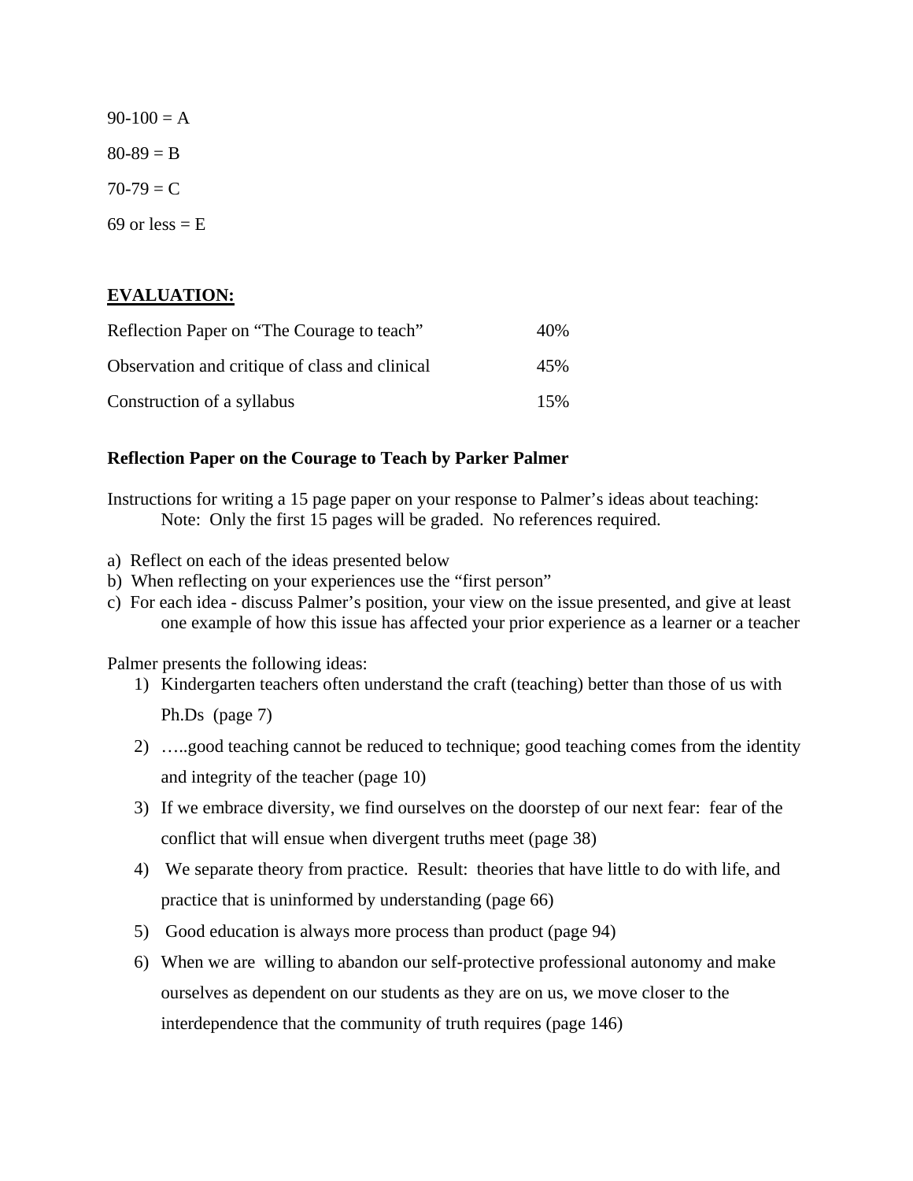90-100 = A

80-89 = B

70-79 = C

69 or less = E

**EVALUATION:**

| | |
|---|---|
| Reflection Paper on "The Courage to teach" | 40% |
| Observation and critique of class and clinical | 45% |
| Construction of a syllabus | 15% |

**Reflection Paper on the Courage to Teach by Parker Palmer**

Instructions for writing a 15 page paper on your response to Palmer's ideas about teaching:
Note: Only the first 15 pages will be graded. No references required.

a) Reflect on each of the ideas presented below
b) When reflecting on your experiences use the "first person"
c) For each idea - discuss Palmer's position, your view on the issue presented, and give at least one example of how this issue has affected your prior experience as a learner or a teacher

Palmer presents the following ideas:

1) Kindergarten teachers often understand the craft (teaching) better than those of us with Ph.Ds (page 7)
2) …..good teaching cannot be reduced to technique; good teaching comes from the identity and integrity of the teacher (page 10)
3) If we embrace diversity, we find ourselves on the doorstep of our next fear: fear of the conflict that will ensue when divergent truths meet (page 38)
4) We separate theory from practice. Result: theories that have little to do with life, and practice that is uninformed by understanding (page 66)
5) Good education is always more process than product (page 94)
6) When we are willing to abandon our self-protective professional autonomy and make ourselves as dependent on our students as they are on us, we move closer to the interdependence that the community of truth requires (page 146)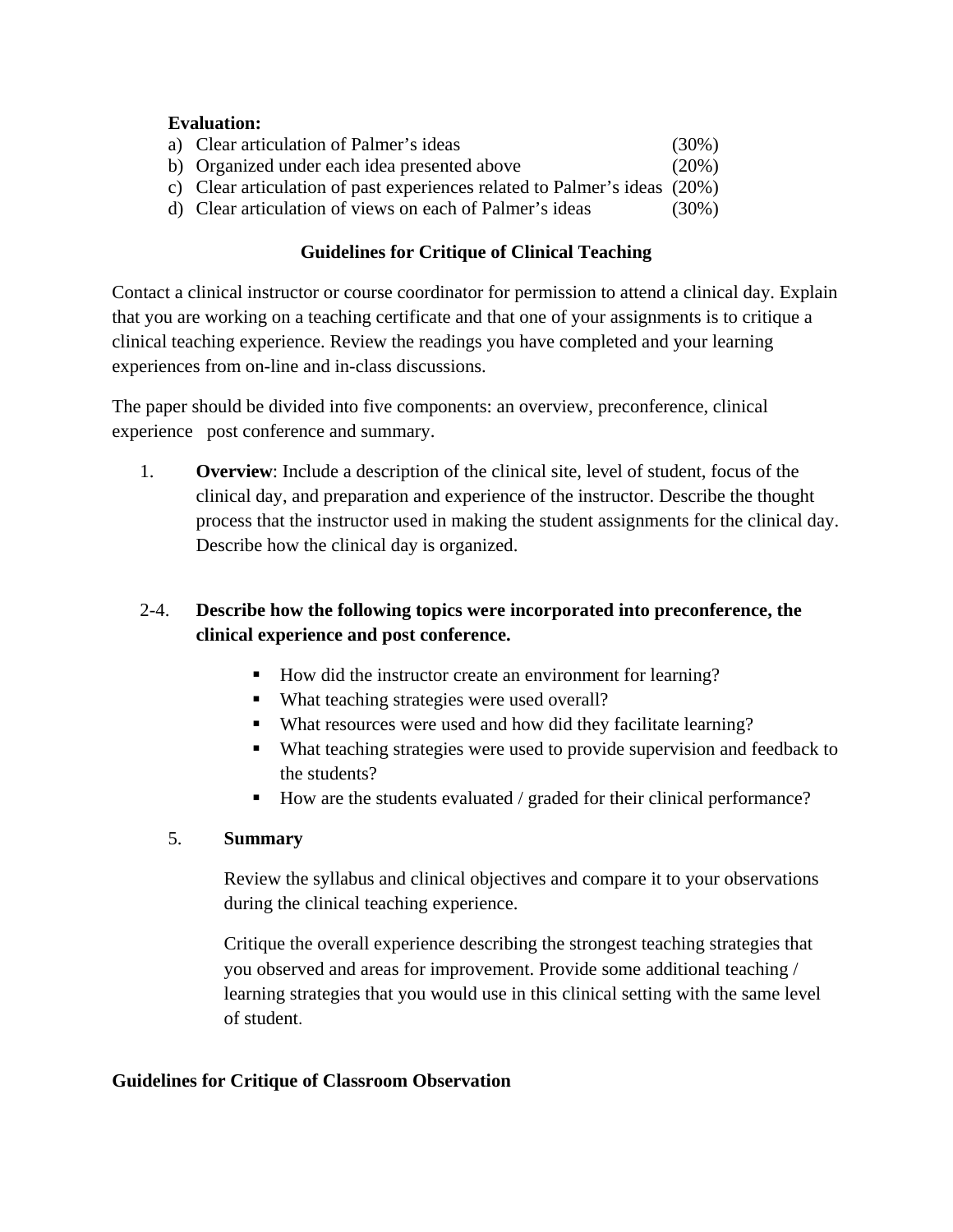**Evaluation:**

a) Clear articulation of Palmer's ideas (30%)
b) Organized under each idea presented above (20%)
c) Clear articulation of past experiences related to Palmer's ideas (20%)
d) Clear articulation of views on each of Palmer's ideas (30%)

## Guidelines for Critique of Clinical Teaching

Contact a clinical instructor or course coordinator for permission to attend a clinical day. Explain that you are working on a teaching certificate and that one of your assignments is to critique a clinical teaching experience. Review the readings you have completed and your learning experiences from on-line and in-class discussions.

The paper should be divided into five components: an overview, preconference, clinical experience post conference and summary.

1. **Overview**: Include a description of the clinical site, level of student, focus of the clinical day, and preparation and experience of the instructor. Describe the thought process that the instructor used in making the student assignments for the clinical day. Describe how the clinical day is organized.

2-4. **Describe how the following topics were incorporated into preconference, the clinical experience and post conference.**

- How did the instructor create an environment for learning?
- What teaching strategies were used overall?
- What resources were used and how did they facilitate learning?
- What teaching strategies were used to provide supervision and feedback to the students?
- How are the students evaluated / graded for their clinical performance?

5. **Summary**

Review the syllabus and clinical objectives and compare it to your observations during the clinical teaching experience.

Critique the overall experience describing the strongest teaching strategies that you observed and areas for improvement. Provide some additional teaching / learning strategies that you would use in this clinical setting with the same level of student.

## Guidelines for Critique of Classroom Observation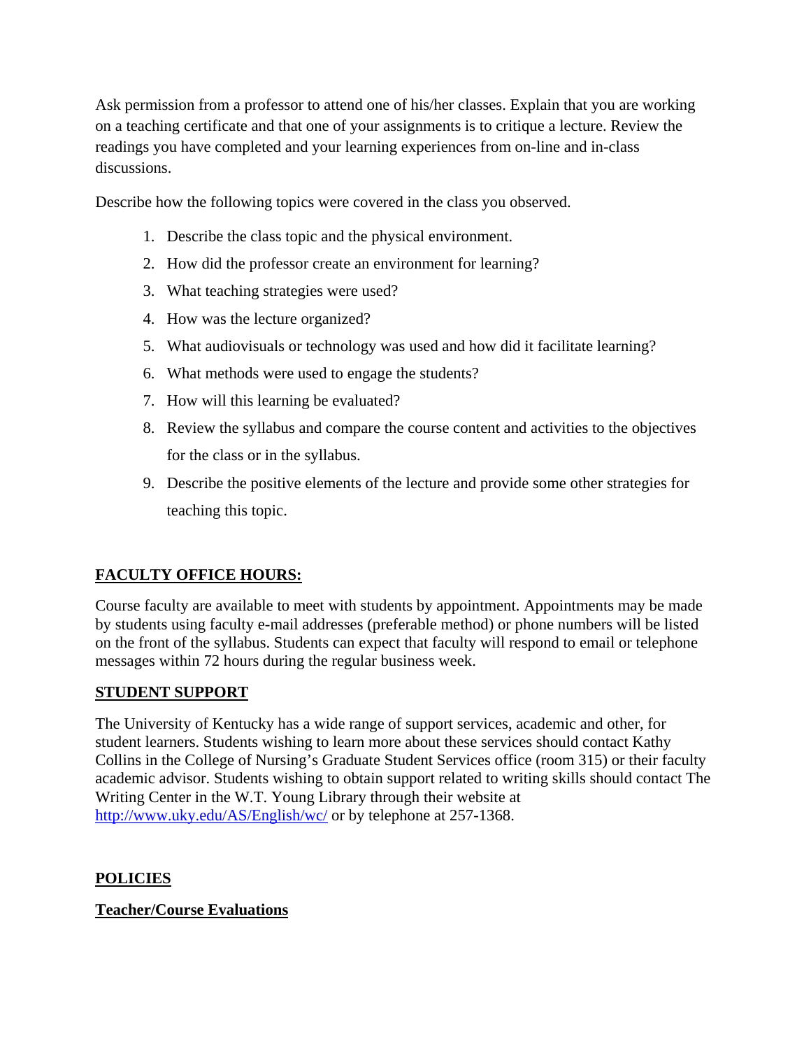Ask permission from a professor to attend one of his/her classes. Explain that you are working on a teaching certificate and that one of your assignments is to critique a lecture. Review the readings you have completed and your learning experiences from on-line and in-class discussions.

Describe how the following topics were covered in the class you observed.

1. Describe the class topic and the physical environment.
2. How did the professor create an environment for learning?
3. What teaching strategies were used?
4. How was the lecture organized?
5. What audiovisuals or technology was used and how did it facilitate learning?
6. What methods were used to engage the students?
7. How will this learning be evaluated?
8. Review the syllabus and compare the course content and activities to the objectives for the class or in the syllabus.
9. Describe the positive elements of the lecture and provide some other strategies for teaching this topic.

## FACULTY OFFICE HOURS:

Course faculty are available to meet with students by appointment. Appointments may be made by students using faculty e-mail addresses (preferable method) or phone numbers will be listed on the front of the syllabus. Students can expect that faculty will respond to email or telephone messages within 72 hours during the regular business week.

## STUDENT SUPPORT

The University of Kentucky has a wide range of support services, academic and other, for student learners. Students wishing to learn more about these services should contact Kathy Collins in the College of Nursing's Graduate Student Services office (room 315) or their faculty academic advisor. Students wishing to obtain support related to writing skills should contact The Writing Center in the W.T. Young Library through their website at http://www.uky.edu/AS/English/wc/ or by telephone at 257-1368.

## POLICIES

### Teacher/Course Evaluations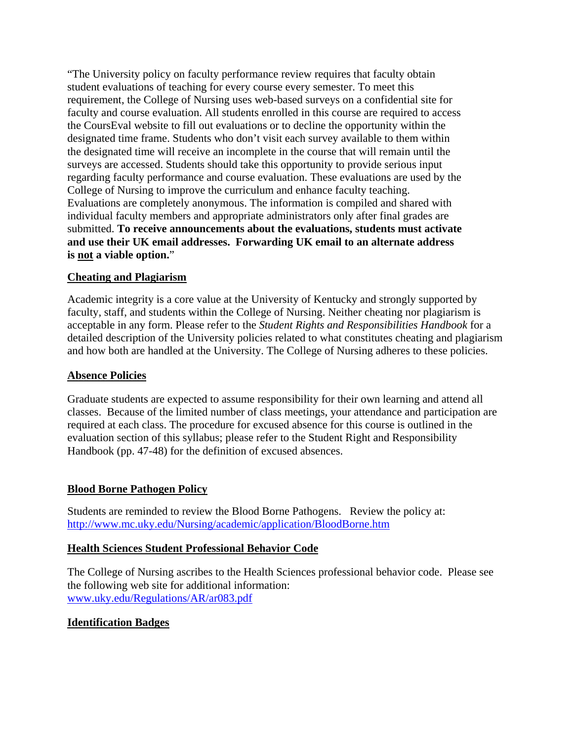"The University policy on faculty performance review requires that faculty obtain student evaluations of teaching for every course every semester. To meet this requirement, the College of Nursing uses web-based surveys on a confidential site for faculty and course evaluation. All students enrolled in this course are required to access the CoursEval website to fill out evaluations or to decline the opportunity within the designated time frame. Students who don't visit each survey available to them within the designated time will receive an incomplete in the course that will remain until the surveys are accessed. Students should take this opportunity to provide serious input regarding faculty performance and course evaluation. These evaluations are used by the College of Nursing to improve the curriculum and enhance faculty teaching. Evaluations are completely anonymous. The information is compiled and shared with individual faculty members and appropriate administrators only after final grades are submitted. **To receive announcements about the evaluations, students must activate and use their UK email addresses. Forwarding UK email to an alternate address is <u>not</u> a viable option.**"

## Cheating and Plagiarism

Academic integrity is a core value at the University of Kentucky and strongly supported by faculty, staff, and students within the College of Nursing. Neither cheating nor plagiarism is acceptable in any form. Please refer to the *Student Rights and Responsibilities Handbook* for a detailed description of the University policies related to what constitutes cheating and plagiarism and how both are handled at the University. The College of Nursing adheres to these policies.

## Absence Policies

Graduate students are expected to assume responsibility for their own learning and attend all classes. Because of the limited number of class meetings, your attendance and participation are required at each class. The procedure for excused absence for this course is outlined in the evaluation section of this syllabus; please refer to the Student Right and Responsibility Handbook (pp. 47-48) for the definition of excused absences.

## Blood Borne Pathogen Policy

Students are reminded to review the Blood Borne Pathogens. Review the policy at: [http://www.mc.uky.edu/Nursing/academic/application/BloodBorne.htm](http://www.mc.uky.edu/Nursing/academic/application/BloodBorne.htm)

## Health Sciences Student Professional Behavior Code

The College of Nursing ascribes to the Health Sciences professional behavior code. Please see the following web site for additional information:
[www.uky.edu/Regulations/AR/ar083.pdf](www.uky.edu/Regulations/AR/ar083.pdf)

## Identification Badges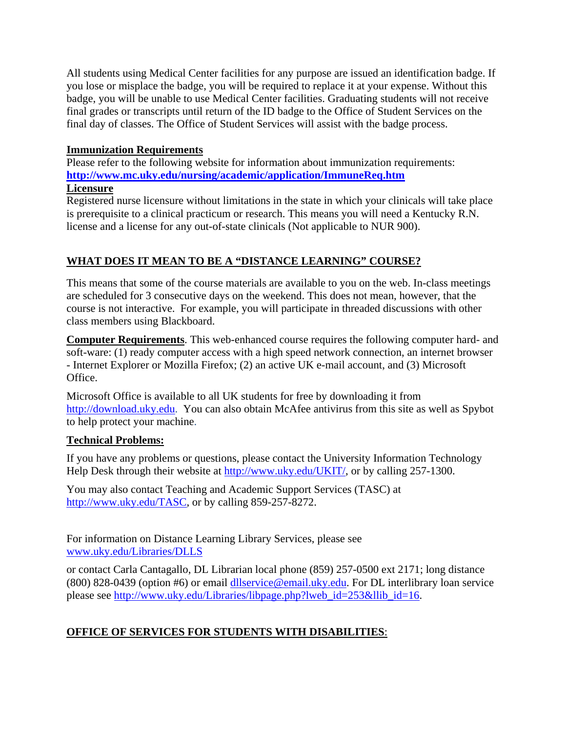All students using Medical Center facilities for any purpose are issued an identification badge. If you lose or misplace the badge, you will be required to replace it at your expense. Without this badge, you will be unable to use Medical Center facilities. Graduating students will not receive final grades or transcripts until return of the ID badge to the Office of Student Services on the final day of classes. The Office of Student Services will assist with the badge process.

**Immunization Requirements**

Please refer to the following website for information about immunization requirements: **http://www.mc.uky.edu/nursing/academic/application/ImmuneReq.htm**

**Licensure**

Registered nurse licensure without limitations in the state in which your clinicals will take place is prerequisite to a clinical practicum or research. This means you will need a Kentucky R.N. license and a license for any out-of-state clinicals (Not applicable to NUR 900).

## WHAT DOES IT MEAN TO BE A "DISTANCE LEARNING" COURSE?

This means that some of the course materials are available to you on the web. In-class meetings are scheduled for 3 consecutive days on the weekend. This does not mean, however, that the course is not interactive. For example, you will participate in threaded discussions with other class members using Blackboard.

**Computer Requirements**. This web-enhanced course requires the following computer hard- and soft-ware: (1) ready computer access with a high speed network connection, an internet browser - Internet Explorer or Mozilla Firefox; (2) an active UK e-mail account, and (3) Microsoft Office.

Microsoft Office is available to all UK students for free by downloading it from http://download.uky.edu. You can also obtain McAfee antivirus from this site as well as Spybot to help protect your machine.

**Technical Problems:**

If you have any problems or questions, please contact the University Information Technology Help Desk through their website at http://www.uky.edu/UKIT/, or by calling 257-1300.

You may also contact Teaching and Academic Support Services (TASC) at http://www.uky.edu/TASC, or by calling 859-257-8272.

For information on Distance Learning Library Services, please see www.uky.edu/Libraries/DLLS

or contact Carla Cantagallo, DL Librarian local phone (859) 257-0500 ext 2171; long distance (800) 828-0439 (option #6) or email dllservice@email.uky.edu. For DL interlibrary loan service please see http://www.uky.edu/Libraries/libpage.php?lweb_id=253&llib_id=16.

## OFFICE OF SERVICES FOR STUDENTS WITH DISABILITIES: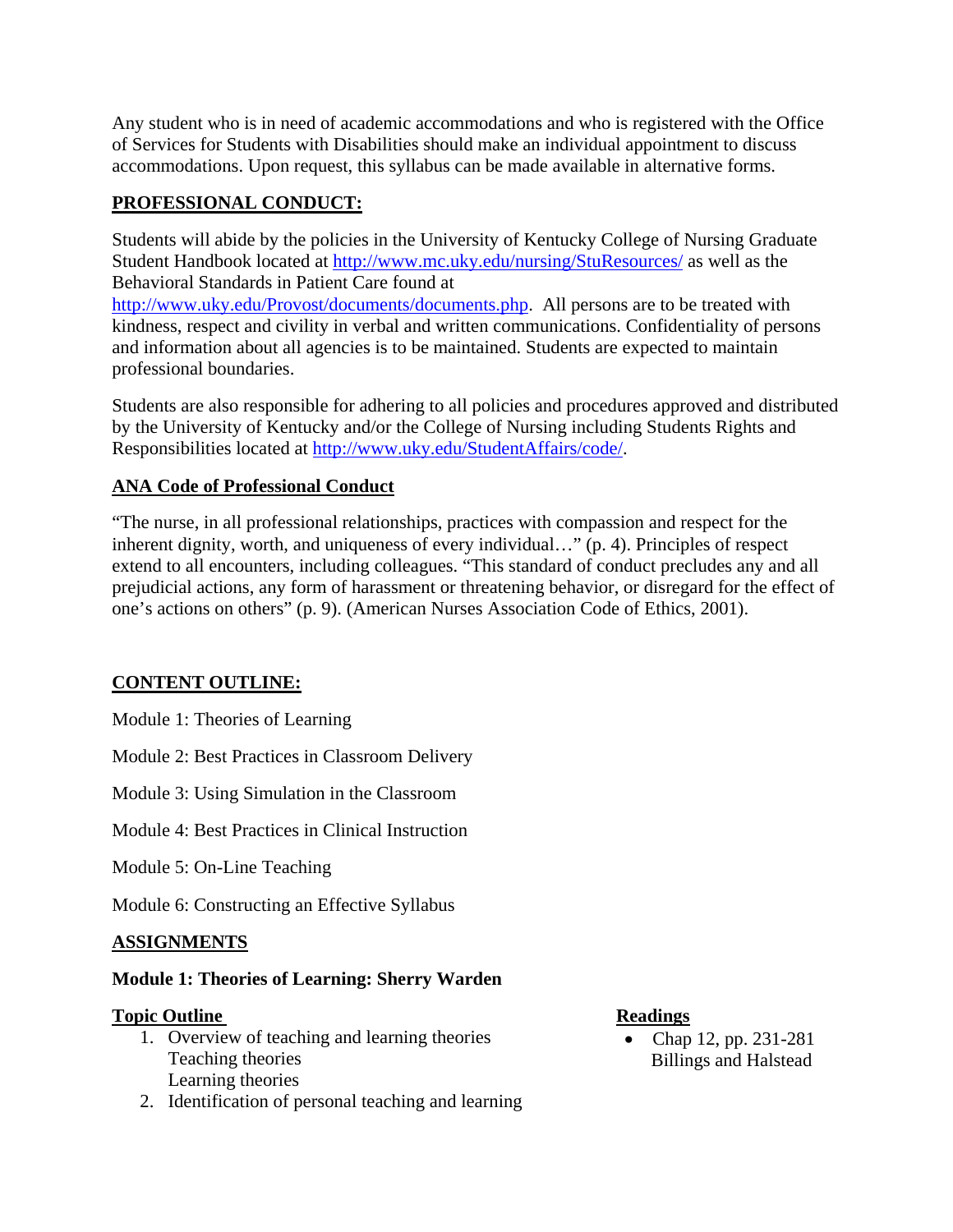Any student who is in need of academic accommodations and who is registered with the Office of Services for Students with Disabilities should make an individual appointment to discuss accommodations. Upon request, this syllabus can be made available in alternative forms.

## PROFESSIONAL CONDUCT:

Students will abide by the policies in the University of Kentucky College of Nursing Graduate Student Handbook located at http://www.mc.uky.edu/nursing/StuResources/ as well as the Behavioral Standards in Patient Care found at http://www.uky.edu/Provost/documents/documents.php. All persons are to be treated with kindness, respect and civility in verbal and written communications. Confidentiality of persons and information about all agencies is to be maintained. Students are expected to maintain professional boundaries.

Students are also responsible for adhering to all policies and procedures approved and distributed by the University of Kentucky and/or the College of Nursing including Students Rights and Responsibilities located at http://www.uky.edu/StudentAffairs/code/.

### ANA Code of Professional Conduct

"The nurse, in all professional relationships, practices with compassion and respect for the inherent dignity, worth, and uniqueness of every individual…" (p. 4). Principles of respect extend to all encounters, including colleagues. "This standard of conduct precludes any and all prejudicial actions, any form of harassment or threatening behavior, or disregard for the effect of one's actions on others" (p. 9). (American Nurses Association Code of Ethics, 2001).

## CONTENT OUTLINE:

Module 1: Theories of Learning

Module 2: Best Practices in Classroom Delivery

Module 3: Using Simulation in the Classroom

Module 4: Best Practices in Clinical Instruction

Module 5: On-Line Teaching

Module 6: Constructing an Effective Syllabus

## ASSIGNMENTS

### Module 1: Theories of Learning: Sherry Warden

**Topic Outline**

1. Overview of teaching and learning theories
   Teaching theories
   Learning theories
2. Identification of personal teaching and learning

**Readings**

- Chap 12, pp. 231-281
  Billings and Halstead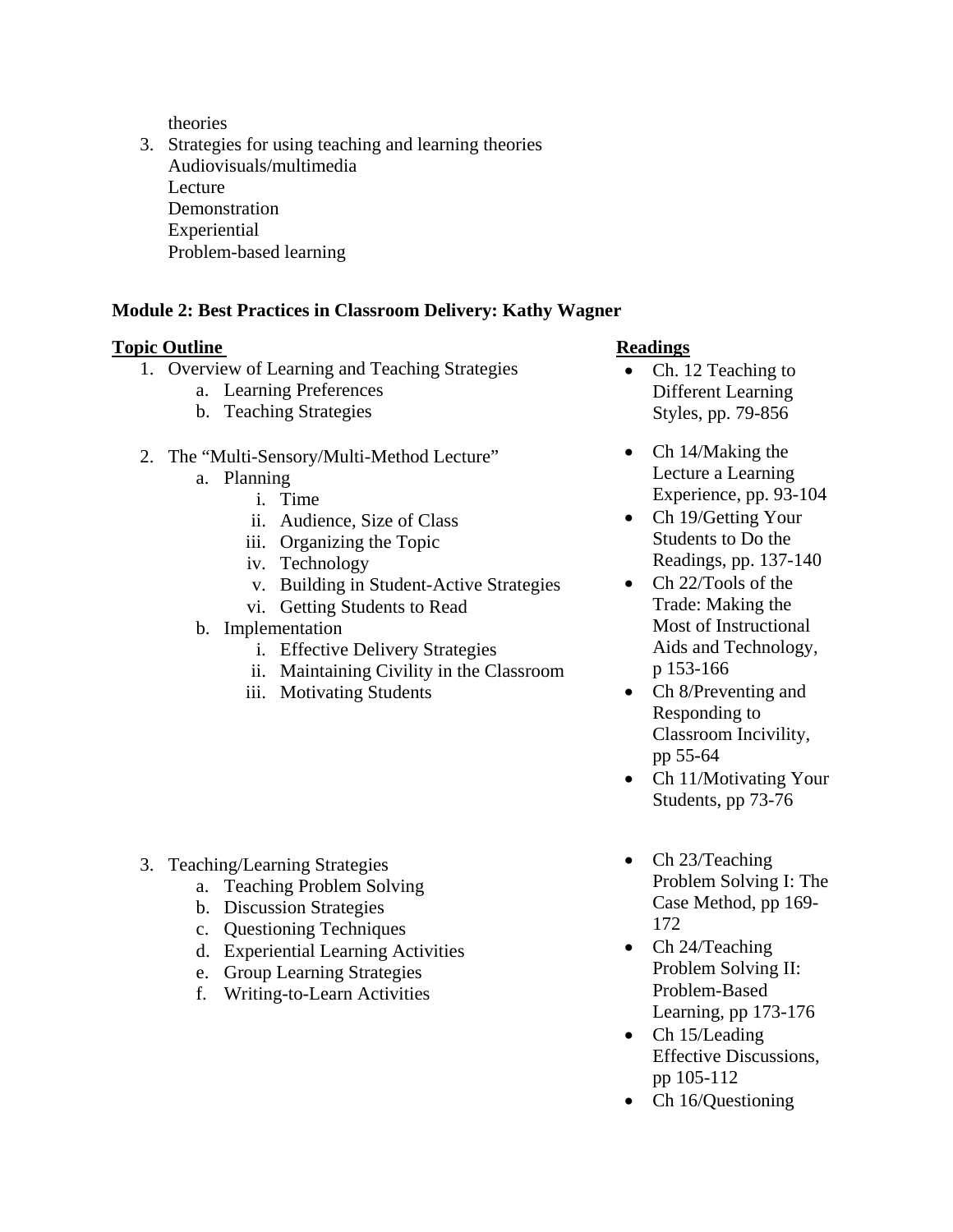theories

3. Strategies for using teaching and learning theories
   Audiovisuals/multimedia
   Lecture
   Demonstration
   Experiential
   Problem-based learning

**Module 2: Best Practices in Classroom Delivery: Kathy Wagner**

**Topic Outline**

1. Overview of Learning and Teaching Strategies
   a. Learning Preferences
   b. Teaching Strategies

2. The "Multi-Sensory/Multi-Method Lecture"
   a. Planning
      i. Time
      ii. Audience, Size of Class
      iii. Organizing the Topic
      iv. Technology
      v. Building in Student-Active Strategies
      vi. Getting Students to Read
   b. Implementation
      i. Effective Delivery Strategies
      ii. Maintaining Civility in the Classroom
      iii. Motivating Students

3. Teaching/Learning Strategies
   a. Teaching Problem Solving
   b. Discussion Strategies
   c. Questioning Techniques
   d. Experiential Learning Activities
   e. Group Learning Strategies
   f. Writing-to-Learn Activities

**Readings**

- Ch. 12 Teaching to Different Learning Styles, pp. 79-856
- Ch 14/Making the Lecture a Learning Experience, pp. 93-104
- Ch 19/Getting Your Students to Do the Readings, pp. 137-140
- Ch 22/Tools of the Trade: Making the Most of Instructional Aids and Technology, p 153-166
- Ch 8/Preventing and Responding to Classroom Incivility, pp 55-64
- Ch 11/Motivating Your Students, pp 73-76
- Ch 23/Teaching Problem Solving I: The Case Method, pp 169-172
- Ch 24/Teaching Problem Solving II: Problem-Based Learning, pp 173-176
- Ch 15/Leading Effective Discussions, pp 105-112
- Ch 16/Questioning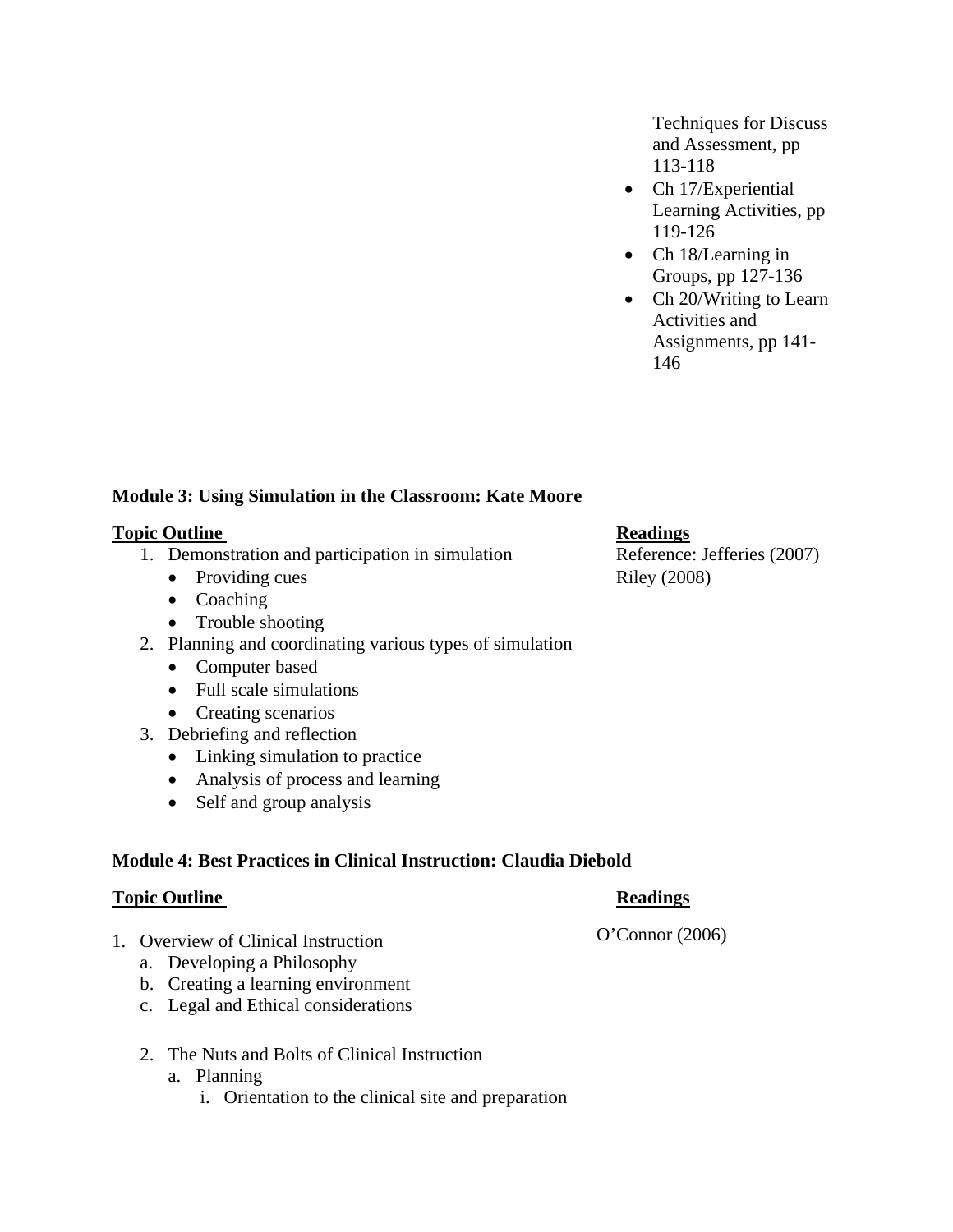Techniques for Discuss and Assessment, pp 113-118

- Ch 17/Experiential Learning Activities, pp 119-126
- Ch 18/Learning in Groups, pp 127-136
- Ch 20/Writing to Learn Activities and Assignments, pp 141-146

**Module 3: Using Simulation in the Classroom: Kate Moore**

**Topic Outline**

1. Demonstration and participation in simulation
   - Providing cues
   - Coaching
   - Trouble shooting
2. Planning and coordinating various types of simulation
   - Computer based
   - Full scale simulations
   - Creating scenarios
3. Debriefing and reflection
   - Linking simulation to practice
   - Analysis of process and learning
   - Self and group analysis

**Readings**

Reference: Jefferies (2007)
Riley (2008)

**Module 4: Best Practices in Clinical Instruction: Claudia Diebold**

**Topic Outline**

1. Overview of Clinical Instruction
   a. Developing a Philosophy
   b. Creating a learning environment
   c. Legal and Ethical considerations

2. The Nuts and Bolts of Clinical Instruction
   a. Planning
      i. Orientation to the clinical site and preparation

**Readings**

O'Connor (2006)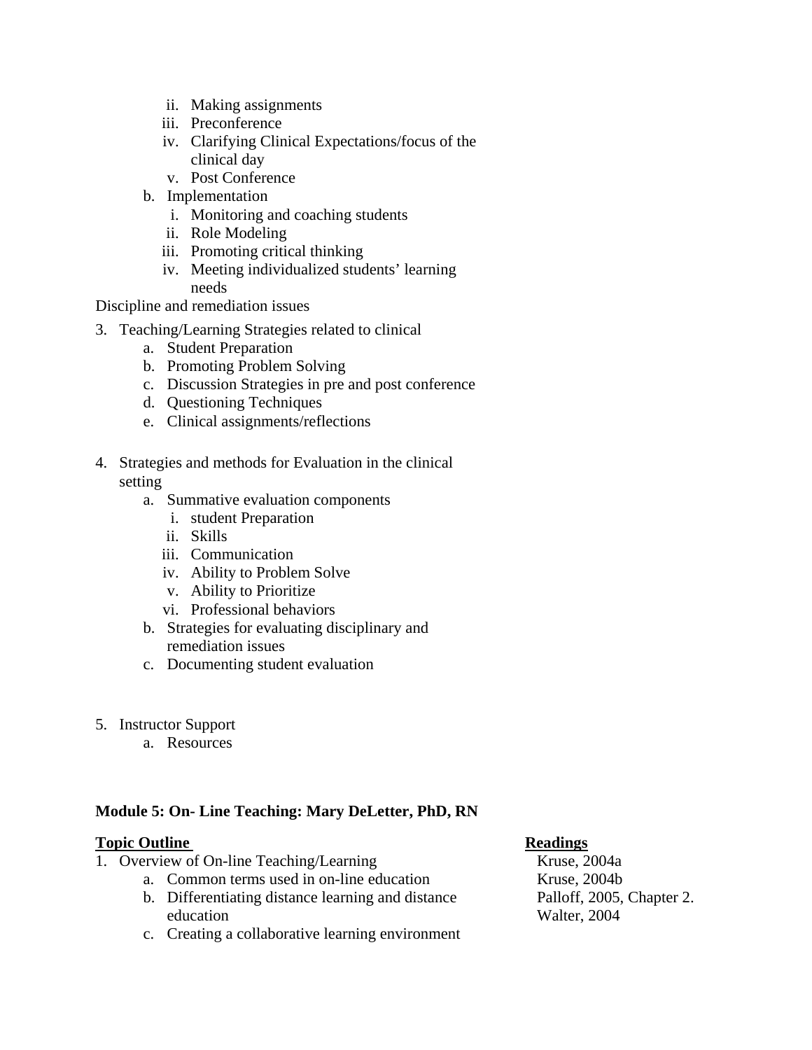ii. Making assignments
      iii. Preconference
      iv. Clarifying Clinical Expectations/focus of the clinical day
      v. Post Conference
   b. Implementation
      i. Monitoring and coaching students
      ii. Role Modeling
      iii. Promoting critical thinking
      iv. Meeting individualized students' learning needs

Discipline and remediation issues

3. Teaching/Learning Strategies related to clinical
   a. Student Preparation
   b. Promoting Problem Solving
   c. Discussion Strategies in pre and post conference
   d. Questioning Techniques
   e. Clinical assignments/reflections

4. Strategies and methods for Evaluation in the clinical setting
   a. Summative evaluation components
      i. student Preparation
      ii. Skills
      iii. Communication
      iv. Ability to Problem Solve
      v. Ability to Prioritize
      vi. Professional behaviors
   b. Strategies for evaluating disciplinary and remediation issues
   c. Documenting student evaluation

5. Instructor Support
   a. Resources

**Module 5: On- Line Teaching: Mary DeLetter, PhD, RN**

| **Topic Outline** | **Readings** |
|---|---|
| 1. Overview of On-line Teaching/Learning | Kruse, 2004a |
| a. Common terms used in on-line education | Kruse, 2004b |
| b. Differentiating distance learning and distance education | Palloff, 2005, Chapter 2. |
| c. Creating a collaborative learning environment | Walter, 2004 |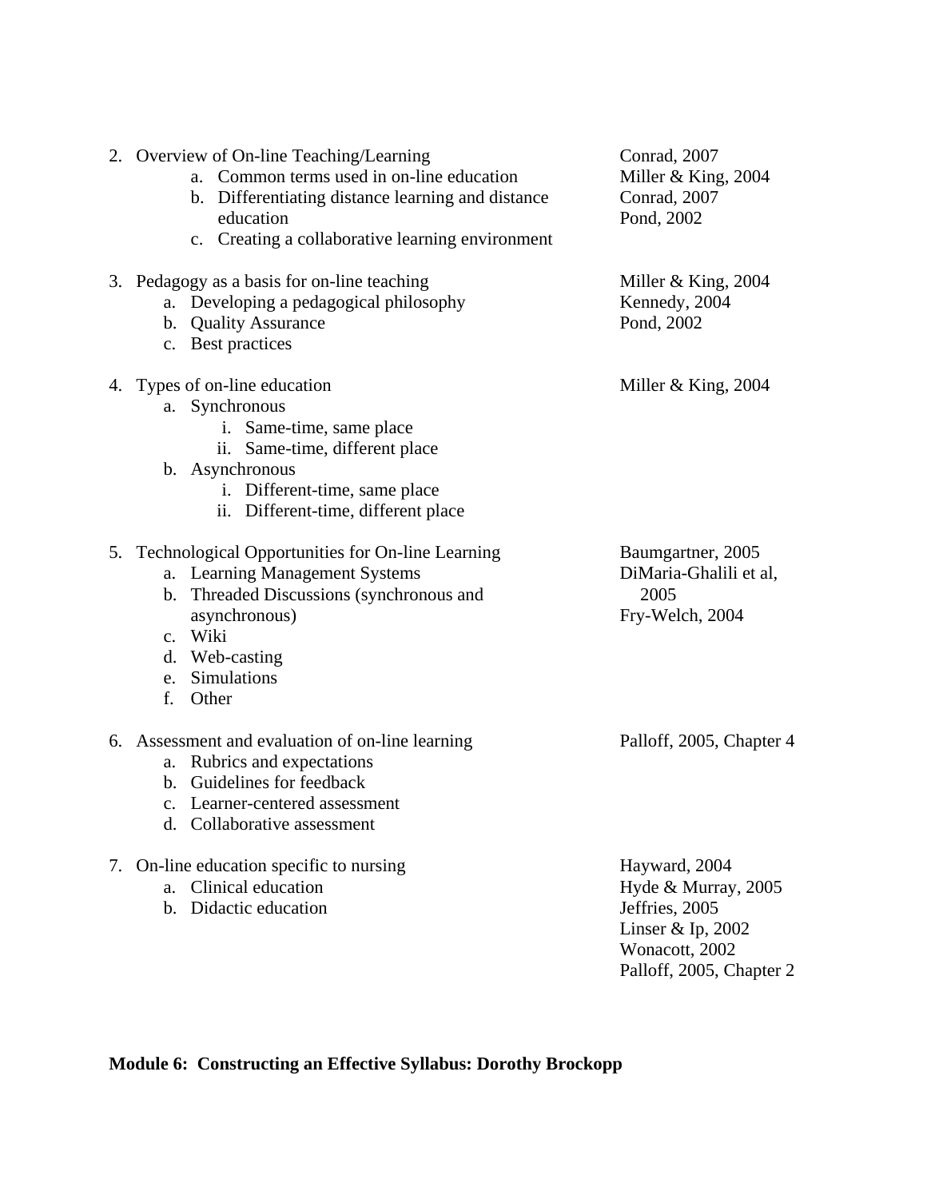| Topic | Readings |
|---|---|
| 2. Overview of On-line Teaching/Learning | Conrad, 2007 |
| a. Common terms used in on-line education | Miller & King, 2004 |
| b. Differentiating distance learning and distance education | Conrad, 2007<br>Pond, 2002 |
| c. Creating a collaborative learning environment | |
| 3. Pedagogy as a basis for on-line teaching | Miller & King, 2004 |
| a. Developing a pedagogical philosophy | Kennedy, 2004 |
| b. Quality Assurance | Pond, 2002 |
| c. Best practices | |
| 4. Types of on-line education | Miller & King, 2004 |
| a. Synchronous | |
| i. Same-time, same place | |
| ii. Same-time, different place | |
| b. Asynchronous | |
| i. Different-time, same place | |
| ii. Different-time, different place | |
| 5. Technological Opportunities for On-line Learning | Baumgartner, 2005 |
| a. Learning Management Systems | DiMaria-Ghalili et al, 2005 |
| b. Threaded Discussions (synchronous and asynchronous) | Fry-Welch, 2004 |
| c. Wiki | |
| d. Web-casting | |
| e. Simulations | |
| f. Other | |
| 6. Assessment and evaluation of on-line learning | Palloff, 2005, Chapter 4 |
| a. Rubrics and expectations | |
| b. Guidelines for feedback | |
| c. Learner-centered assessment | |
| d. Collaborative assessment | |
| 7. On-line education specific to nursing | Hayward, 2004 |
| a. Clinical education | Hyde & Murray, 2005 |
| b. Didactic education | Jeffries, 2005<br>Linser & Ip, 2002<br>Wonacott, 2002<br>Palloff, 2005, Chapter 2 |

**Module 6: Constructing an Effective Syllabus: Dorothy Brockopp**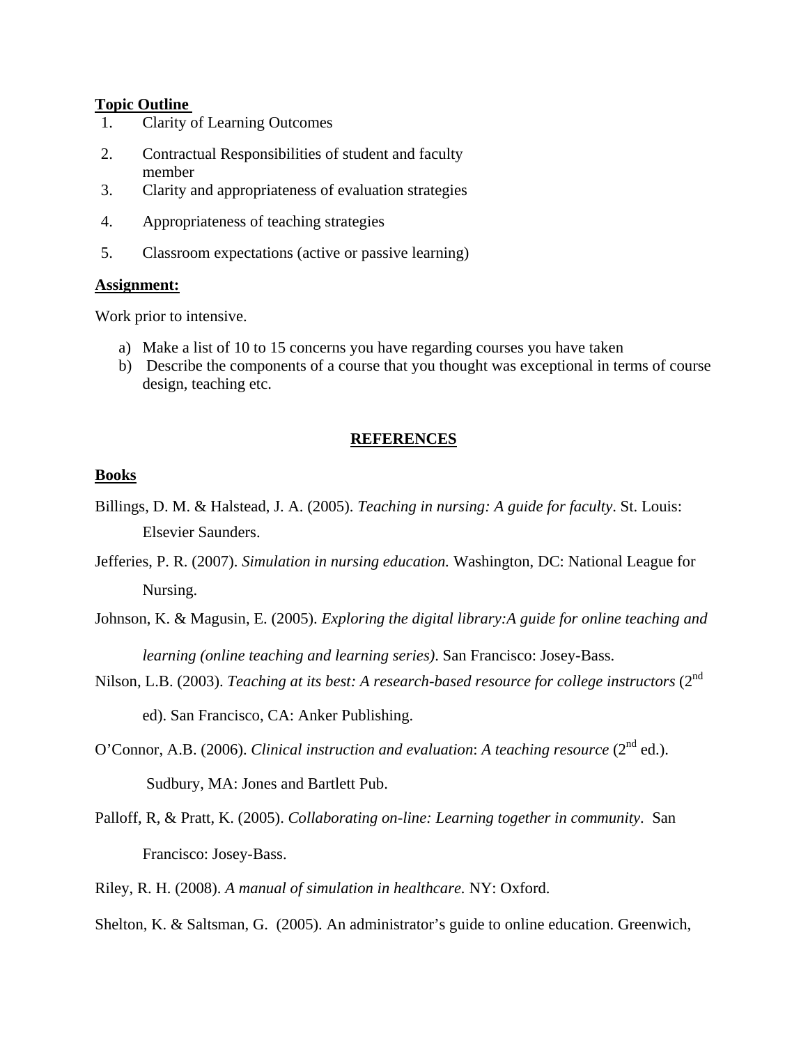**Topic Outline**

1. Clarity of Learning Outcomes
2. Contractual Responsibilities of student and faculty member
3. Clarity and appropriateness of evaluation strategies
4. Appropriateness of teaching strategies
5. Classroom expectations (active or passive learning)

**Assignment:**

Work prior to intensive.

a) Make a list of 10 to 15 concerns you have regarding courses you have taken
b) Describe the components of a course that you thought was exceptional in terms of course design, teaching etc.

## REFERENCES

**Books**

Billings, D. M. & Halstead, J. A. (2005). *Teaching in nursing: A guide for faculty*. St. Louis: Elsevier Saunders.

Jefferies, P. R. (2007). *Simulation in nursing education.* Washington, DC: National League for Nursing.

Johnson, K. & Magusin, E. (2005). *Exploring the digital library:A guide for online teaching and learning (online teaching and learning series)*. San Francisco: Josey-Bass.

Nilson, L.B. (2003). *Teaching at its best: A research-based resource for college instructors* (2nd ed). San Francisco, CA: Anker Publishing.

O'Connor, A.B. (2006). *Clinical instruction and evaluation*: *A teaching resource* (2nd ed.). Sudbury, MA: Jones and Bartlett Pub.

Palloff, R, & Pratt, K. (2005). *Collaborating on-line: Learning together in community*. San Francisco: Josey-Bass.

Riley, R. H. (2008). *A manual of simulation in healthcare.* NY: Oxford.

Shelton, K. & Saltsman, G. (2005). An administrator's guide to online education. Greenwich,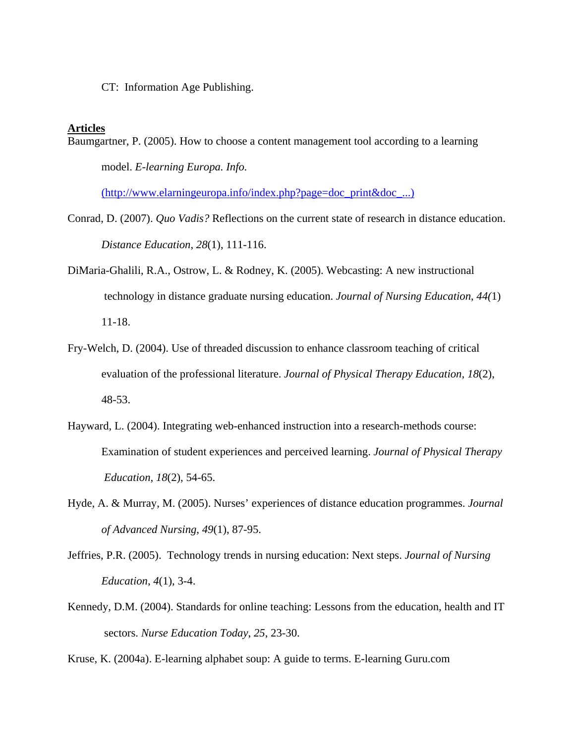CT: Information Age Publishing.

**Articles**

Baumgartner, P. (2005). How to choose a content management tool according to a learning model. *E-learning Europa. Info.* (http://www.elarningeuropa.info/index.php?page=doc_print&doc_...)

Conrad, D. (2007). *Quo Vadis?* Reflections on the current state of research in distance education. *Distance Education*, *28*(1), 111-116.

DiMaria-Ghalili, R.A., Ostrow, L. & Rodney, K. (2005). Webcasting: A new instructional technology in distance graduate nursing education. *Journal of Nursing Education*, *44(*1) 11-18.

Fry-Welch, D. (2004). Use of threaded discussion to enhance classroom teaching of critical evaluation of the professional literature. *Journal of Physical Therapy Education*, *18*(2), 48-53.

Hayward, L. (2004). Integrating web-enhanced instruction into a research-methods course: Examination of student experiences and perceived learning. *Journal of Physical Therapy Education*, *18*(2), 54-65.

Hyde, A. & Murray, M. (2005). Nurses' experiences of distance education programmes. *Journal of Advanced Nursing*, *49*(1), 87-95.

Jeffries, P.R. (2005). Technology trends in nursing education: Next steps. *Journal of Nursing Education*, *4*(1), 3-4.

Kennedy, D.M. (2004). Standards for online teaching: Lessons from the education, health and IT sectors. *Nurse Education Today*, *25*, 23-30.

Kruse, K. (2004a). E-learning alphabet soup: A guide to terms. E-learning Guru.com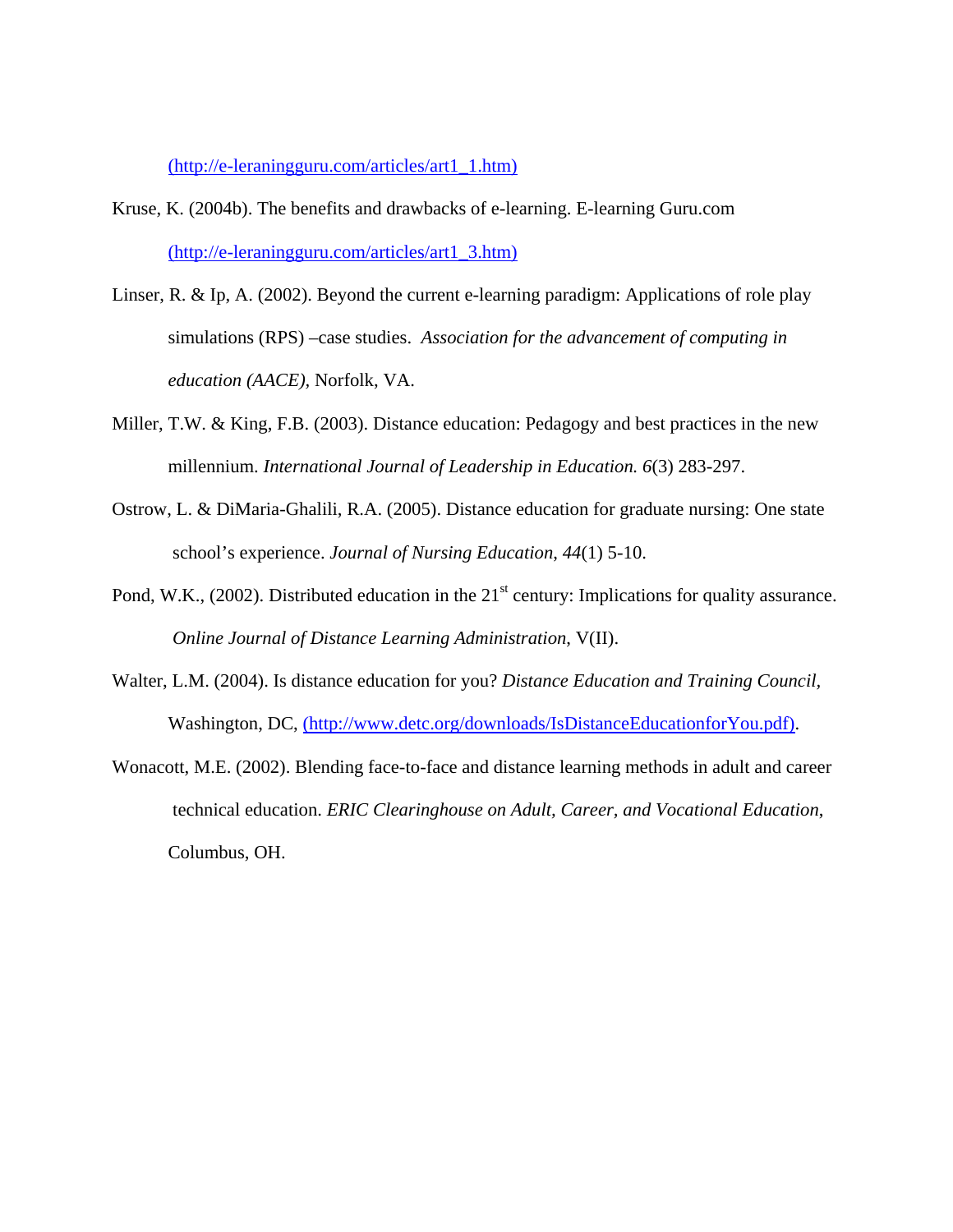(http://e-leraningguru.com/articles/art1_1.htm)

Kruse, K. (2004b). The benefits and drawbacks of e-learning. E-learning Guru.com (http://e-leraningguru.com/articles/art1_3.htm)

Linser, R. & Ip, A. (2002). Beyond the current e-learning paradigm: Applications of role play simulations (RPS) –case studies. *Association for the advancement of computing in education (AACE),* Norfolk, VA.

Miller, T.W. & King, F.B. (2003). Distance education: Pedagogy and best practices in the new millennium. *International Journal of Leadership in Education. 6*(3) 283-297.

Ostrow, L. & DiMaria-Ghalili, R.A. (2005). Distance education for graduate nursing: One state school's experience. *Journal of Nursing Education*, *44*(1) 5-10.

Pond, W.K., (2002). Distributed education in the 21st century: Implications for quality assurance. *Online Journal of Distance Learning Administration,* V(II).

Walter, L.M. (2004). Is distance education for you? *Distance Education and Training Council,* Washington, DC, (http://www.detc.org/downloads/IsDistanceEducationforYou.pdf).

Wonacott, M.E. (2002). Blending face-to-face and distance learning methods in adult and career technical education. *ERIC Clearinghouse on Adult, Career, and Vocational Education*, Columbus, OH.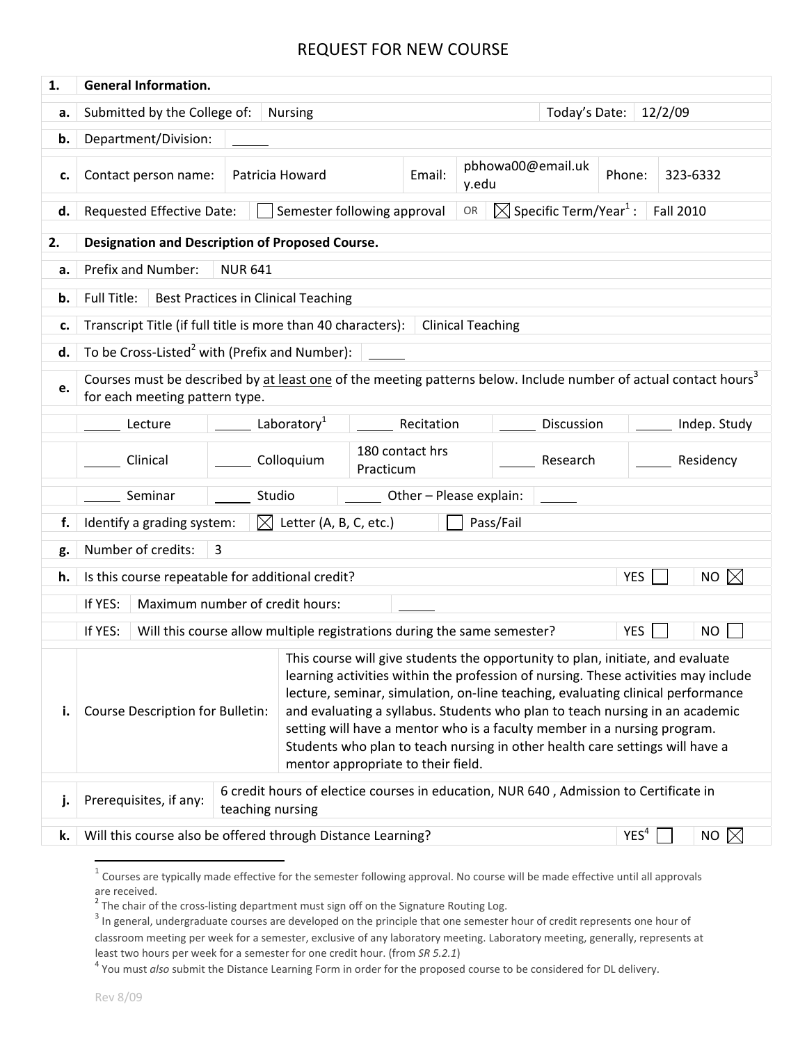# REQUEST FOR NEW COURSE

| | | | | | | | |
|---|---|---|---|---|---|---|---|
| **1.** | **General Information.** | | | | | | |
| **a.** | Submitted by the College of: | Nursing | | | Today's Date: | 12/2/09 | |
| **b.** | Department/Division: | _____ | | | | | |
| **c.** | Contact person name: | Patricia Howard | Email: | pbhowa00@email.uky.edu | Phone: | 323-6332 | |
| **d.** | Requested Effective Date: | ☐ Semester following approval | OR | ☒ Specific Term/Year[1]: | Fall 2010 | | |

| | | | | | |
|---|---|---|---|---|---|
| **2.** | **Designation and Description of Proposed Course.** | | | | |
| **a.** | Prefix and Number: NUR 641 | | | | |
| **b.** | Full Title: Best Practices in Clinical Teaching | | | | |
| **c.** | Transcript Title (if full title is more than 40 characters): Clinical Teaching | | | | |
| **d.** | To be Cross-Listed[2] with (Prefix and Number): _____ | | | | |
| **e.** | Courses must be described by <u>at least one</u> of the meeting patterns below. Include number of actual contact hours[3] for each meeting pattern type. | | | | |
| | _____ Lecture | _____ Laboratory[1] | _____ Recitation | _____ Discussion | _____ Indep. Study |
| | _____ Clinical | _____ Colloquium | 180 contact hrs Practicum | _____ Research | _____ Residency |
| | _____ Seminar | _____ Studio | _____ Other – Please explain: _____ | | |
| **f.** | Identify a grading system: ☒ Letter (A, B, C, etc.) ☐ Pass/Fail | | | | |
| **g.** | Number of credits: 3 | | | | |
| **h.** | Is this course repeatable for additional credit? | | | YES ☐ | NO ☒ |
| | If YES: Maximum number of credit hours: _____ | | | | |
| | If YES: Will this course allow multiple registrations during the same semester? | | | YES ☐ | NO ☐ |
| **i.** | Course Description for Bulletin: | This course will give students the opportunity to plan, initiate, and evaluate learning activities within the profession of nursing. These activities may include lecture, seminar, simulation, on-line teaching, evaluating clinical performance and evaluating a syllabus. Students who plan to teach nursing in an academic setting will have a mentor who is a faculty member in a nursing program. Students who plan to teach nursing in other health care settings will have a mentor appropriate to their field. | | | |
| **j.** | Prerequisites, if any: | 6 credit hours of electice courses in education, NUR 640 , Admission to Certificate in teaching nursing | | | |
| **k.** | Will this course also be offered through Distance Learning? | | | YES[4] ☐ | NO ☒ |

[1] Courses are typically made effective for the semester following approval. No course will be made effective until all approvals are received.

[2] The chair of the cross-listing department must sign off on the Signature Routing Log.

[3] In general, undergraduate courses are developed on the principle that one semester hour of credit represents one hour of classroom meeting per week for a semester, exclusive of any laboratory meeting. Laboratory meeting, generally, represents at least two hours per week for a semester for one credit hour. (from *SR 5.2.1*)

[4] You must *also* submit the Distance Learning Form in order for the proposed course to be considered for DL delivery.

Rev 8/09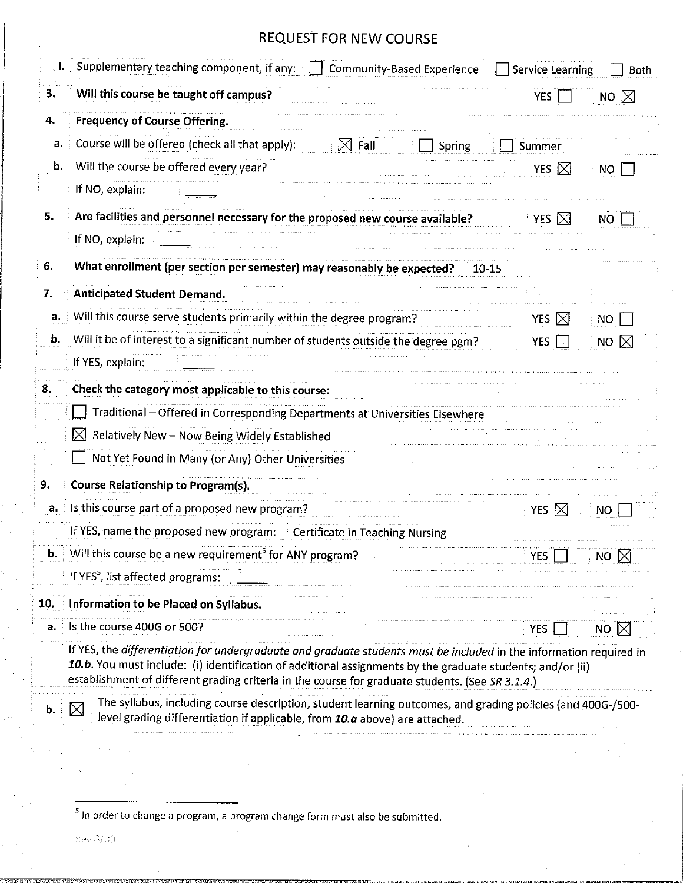# REQUEST FOR NEW COURSE

i. Supplementary teaching component, if any: ☐ Community-Based Experience ☐ Service Learning ☐ Both

**3. Will this course be taught off campus?** YES ☐ NO ☒

**4. Frequency of Course Offering.**

a. Course will be offered (check all that apply): ☒ Fall ☐ Spring ☐ Summer

b. Will the course be offered every year? YES ☒ NO ☐

If NO, explain: ____

**5. Are facilities and personnel necessary for the proposed new course available?** YES ☒ NO ☐

If NO, explain: ____

**6. What enrollment (per section per semester) may reasonably be expected?** 10-15

**7. Anticipated Student Demand.**

a. Will this course serve students primarily within the degree program? YES ☒ NO ☐

b. Will it be of interest to a significant number of students outside the degree pgm? YES ☐ NO ☒

If YES, explain: ____

**8. Check the category most applicable to this course:**

☐ Traditional – Offered in Corresponding Departments at Universities Elsewhere

☒ Relatively New – Now Being Widely Established

☐ Not Yet Found in Many (or Any) Other Universities

**9. Course Relationship to Program(s).**

a. Is this course part of a proposed new program? YES ☒ NO ☐

If YES, name the proposed new program: Certificate in Teaching Nursing

b. Will this course be a new requirement[5] for ANY program? YES ☐ NO ☒

If YES[5], list affected programs: ____

**10. Information to be Placed on Syllabus.**

a. Is the course 400G or 500? YES ☐ NO ☒

If YES, the *differentiation for undergraduate and graduate students must be included* in the information required in ***10.b***. You must include: (i) identification of additional assignments by the graduate students; and/or (ii) establishment of different grading criteria in the course for graduate students. (See *SR 3.1.4.*)

b. ☒ The syllabus, including course description, student learning outcomes, and grading policies (and 400G-/500-level grading differentiation if applicable, from ***10.a*** above) are attached.

---

[5] In order to change a program, a program change form must also be submitted.

Rev 8/09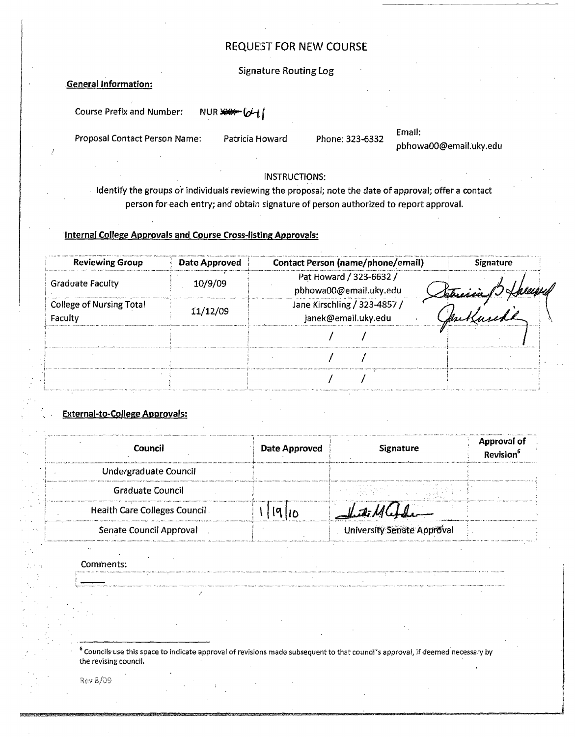# REQUEST FOR NEW COURSE

Signature Routing Log

**General Information:**

Course Prefix and Number: NUR ~~XXX~~ 641

Proposal Contact Person Name: Patricia Howard Phone: 323-6332 Email: pbhowa00@email.uky.edu

INSTRUCTIONS:

Identify the groups or individuals reviewing the proposal; note the date of approval; offer a contact person for each entry; and obtain signature of person authorized to report approval.

**Internal College Approvals and Course Cross-listing Approvals:**

| Reviewing Group | Date Approved | Contact Person (name/phone/email) | Signature |
|---|---|---|---|
| Graduate Faculty | 10/9/09 | Pat Howard / 323-6632 / pbhowa00@email.uky.edu | Patricia B Howard |
| College of Nursing Total Faculty | 11/12/09 | Jane Kirschling / 323-4857 / janek@email.uky.edu | Jane Kirschling |
| | | / / | |
| | | / / | |
| | | / / | |

**External-to-College Approvals:**

| Council | Date Approved | Signature | Approval of Revision[6] |
|---|---|---|---|
| Undergraduate Council | | | |
| Graduate Council | | | |
| Health Care Colleges Council | 1/19/10 | Heidi M Anderson | |
| Senate Council Approval | | University Senate Approval | |

Comments:

---

[6] Councils use this space to indicate approval of revisions made subsequent to that council's approval, if deemed necessary by the revising council.

Rev 8/09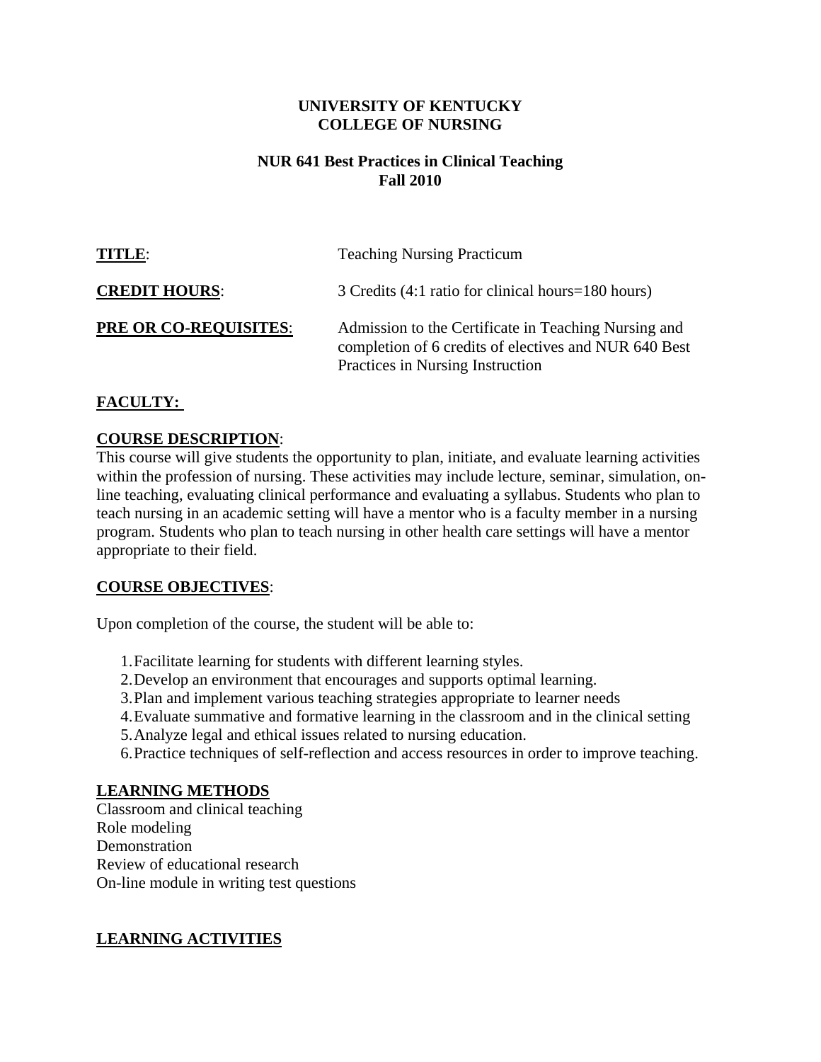**UNIVERSITY OF KENTUCKY**
**COLLEGE OF NURSING**

**NUR 641 Best Practices in Clinical Teaching**
**Fall 2010**

| | |
|---|---|
| **TITLE**: | Teaching Nursing Practicum |
| **CREDIT HOURS**: | 3 Credits (4:1 ratio for clinical hours=180 hours) |
| **PRE OR CO-REQUISITES**: | Admission to the Certificate in Teaching Nursing and completion of 6 credits of electives and NUR 640 Best Practices in Nursing Instruction |

**FACULTY:**

**COURSE DESCRIPTION**:
This course will give students the opportunity to plan, initiate, and evaluate learning activities within the profession of nursing. These activities may include lecture, seminar, simulation, on-line teaching, evaluating clinical performance and evaluating a syllabus. Students who plan to teach nursing in an academic setting will have a mentor who is a faculty member in a nursing program. Students who plan to teach nursing in other health care settings will have a mentor appropriate to their field.

**COURSE OBJECTIVES**:

Upon completion of the course, the student will be able to:

1. Facilitate learning for students with different learning styles.
2. Develop an environment that encourages and supports optimal learning.
3. Plan and implement various teaching strategies appropriate to learner needs
4. Evaluate summative and formative learning in the classroom and in the clinical setting
5. Analyze legal and ethical issues related to nursing education.
6. Practice techniques of self-reflection and access resources in order to improve teaching.

**LEARNING METHODS**
Classroom and clinical teaching
Role modeling
Demonstration
Review of educational research
On-line module in writing test questions

**LEARNING ACTIVITIES**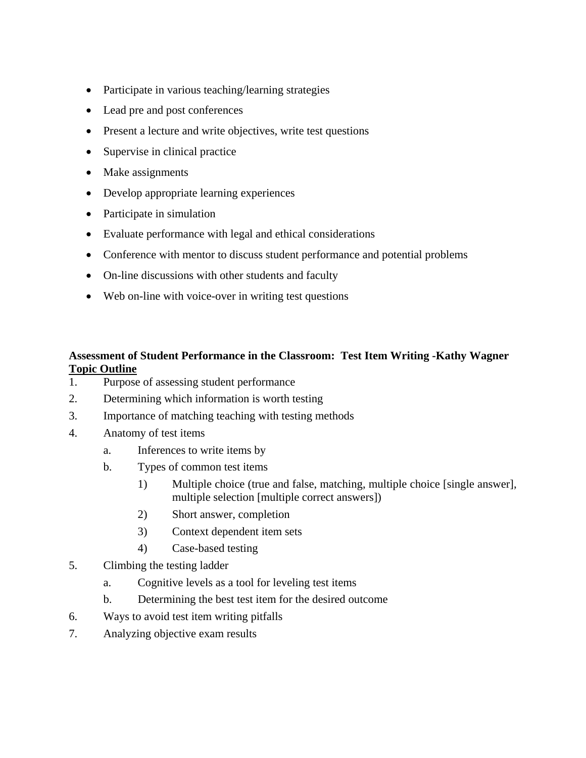- Participate in various teaching/learning strategies
- Lead pre and post conferences
- Present a lecture and write objectives, write test questions
- Supervise in clinical practice
- Make assignments
- Develop appropriate learning experiences
- Participate in simulation
- Evaluate performance with legal and ethical considerations
- Conference with mentor to discuss student performance and potential problems
- On-line discussions with other students and faculty
- Web on-line with voice-over in writing test questions

**Assessment of Student Performance in the Classroom: Test Item Writing -Kathy Wagner**
**<u>Topic Outline</u>**

1. Purpose of assessing student performance
2. Determining which information is worth testing
3. Importance of matching teaching with testing methods
4. Anatomy of test items
   a. Inferences to write items by
   b. Types of common test items
      1) Multiple choice (true and false, matching, multiple choice [single answer], multiple selection [multiple correct answers])
      2) Short answer, completion
      3) Context dependent item sets
      4) Case-based testing
5. Climbing the testing ladder
   a. Cognitive levels as a tool for leveling test items
   b. Determining the best test item for the desired outcome
6. Ways to avoid test item writing pitfalls
7. Analyzing objective exam results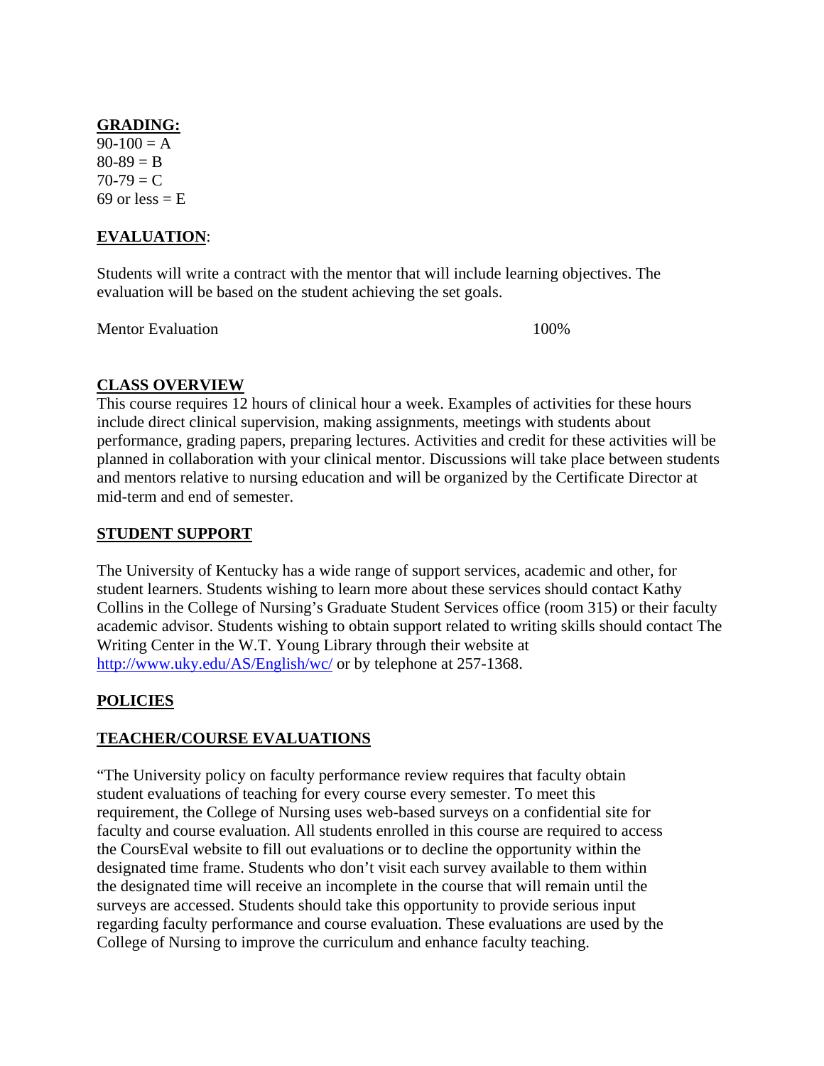**GRADING:**

90-100 = A
80-89 = B
70-79 = C
69 or less = E

**EVALUATION**:

Students will write a contract with the mentor that will include learning objectives. The evaluation will be based on the student achieving the set goals.

| Mentor Evaluation | 100% |
|---|---|

**CLASS OVERVIEW**

This course requires 12 hours of clinical hour a week. Examples of activities for these hours include direct clinical supervision, making assignments, meetings with students about performance, grading papers, preparing lectures. Activities and credit for these activities will be planned in collaboration with your clinical mentor. Discussions will take place between students and mentors relative to nursing education and will be organized by the Certificate Director at mid-term and end of semester.

**STUDENT SUPPORT**

The University of Kentucky has a wide range of support services, academic and other, for student learners. Students wishing to learn more about these services should contact Kathy Collins in the College of Nursing's Graduate Student Services office (room 315) or their faculty academic advisor. Students wishing to obtain support related to writing skills should contact The Writing Center in the W.T. Young Library through their website at http://www.uky.edu/AS/English/wc/ or by telephone at 257-1368.

**POLICIES**

**TEACHER/COURSE EVALUATIONS**

"The University policy on faculty performance review requires that faculty obtain student evaluations of teaching for every course every semester. To meet this requirement, the College of Nursing uses web-based surveys on a confidential site for faculty and course evaluation. All students enrolled in this course are required to access the CoursEval website to fill out evaluations or to decline the opportunity within the designated time frame. Students who don't visit each survey available to them within the designated time will receive an incomplete in the course that will remain until the surveys are accessed. Students should take this opportunity to provide serious input regarding faculty performance and course evaluation. These evaluations are used by the College of Nursing to improve the curriculum and enhance faculty teaching.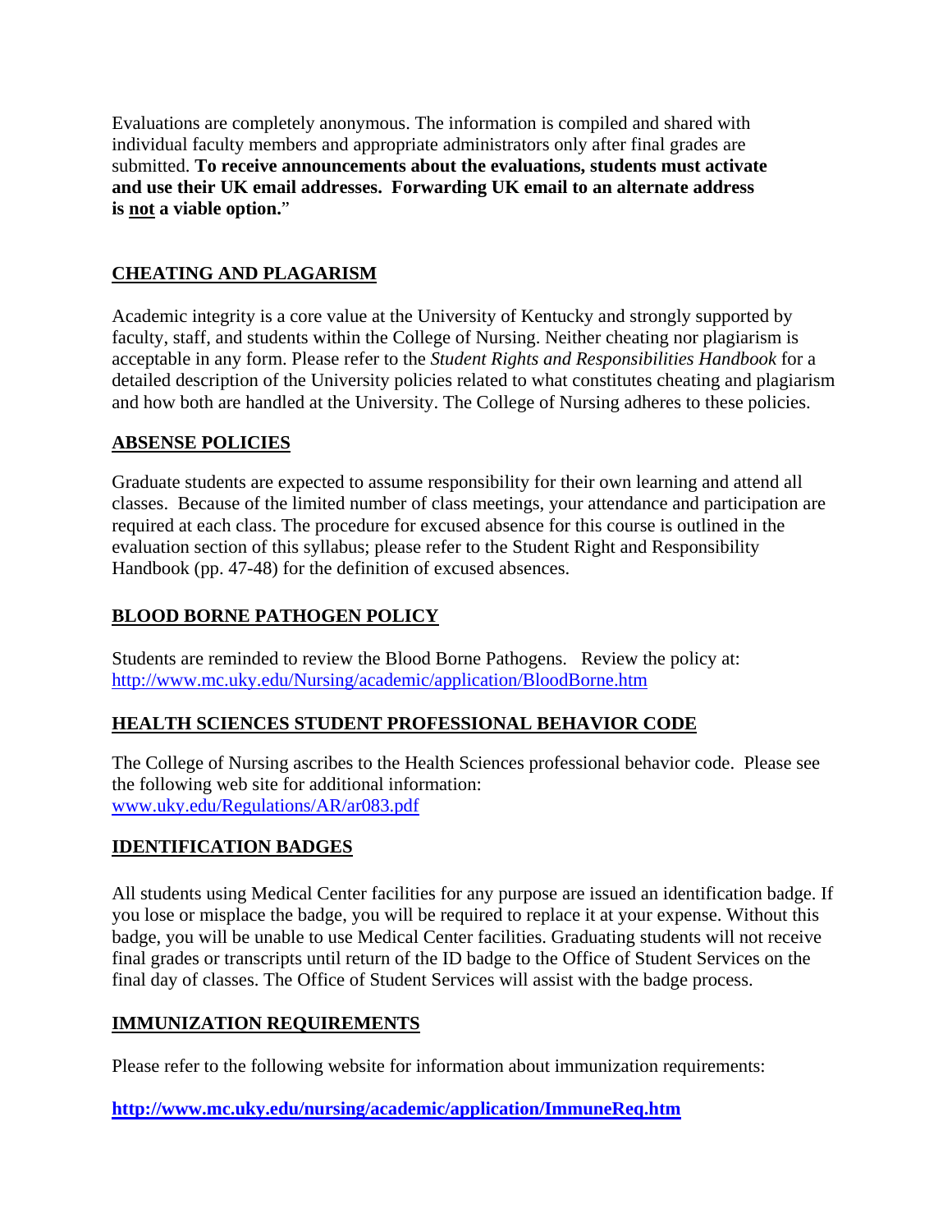Evaluations are completely anonymous. The information is compiled and shared with individual faculty members and appropriate administrators only after final grades are submitted. **To receive announcements about the evaluations, students must activate and use their UK email addresses. Forwarding UK email to an alternate address is <u>not</u> a viable option.**"

## <u>CHEATING AND PLAGARISM</u>

Academic integrity is a core value at the University of Kentucky and strongly supported by faculty, staff, and students within the College of Nursing. Neither cheating nor plagiarism is acceptable in any form. Please refer to the *Student Rights and Responsibilities Handbook* for a detailed description of the University policies related to what constitutes cheating and plagiarism and how both are handled at the University. The College of Nursing adheres to these policies.

## <u>ABSENSE POLICIES</u>

Graduate students are expected to assume responsibility for their own learning and attend all classes. Because of the limited number of class meetings, your attendance and participation are required at each class. The procedure for excused absence for this course is outlined in the evaluation section of this syllabus; please refer to the Student Right and Responsibility Handbook (pp. 47-48) for the definition of excused absences.

## <u>BLOOD BORNE PATHOGEN POLICY</u>

Students are reminded to review the Blood Borne Pathogens. Review the policy at: [http://www.mc.uky.edu/Nursing/academic/application/BloodBorne.htm](http://www.mc.uky.edu/Nursing/academic/application/BloodBorne.htm)

## <u>HEALTH SCIENCES STUDENT PROFESSIONAL BEHAVIOR CODE</u>

The College of Nursing ascribes to the Health Sciences professional behavior code. Please see the following web site for additional information:
[www.uky.edu/Regulations/AR/ar083.pdf](www.uky.edu/Regulations/AR/ar083.pdf)

## <u>IDENTIFICATION BADGES</u>

All students using Medical Center facilities for any purpose are issued an identification badge. If you lose or misplace the badge, you will be required to replace it at your expense. Without this badge, you will be unable to use Medical Center facilities. Graduating students will not receive final grades or transcripts until return of the ID badge to the Office of Student Services on the final day of classes. The Office of Student Services will assist with the badge process.

## <u>IMMUNIZATION REQUIREMENTS</u>

Please refer to the following website for information about immunization requirements:

**[http://www.mc.uky.edu/nursing/academic/application/ImmuneReq.htm](http://www.mc.uky.edu/nursing/academic/application/ImmuneReq.htm)**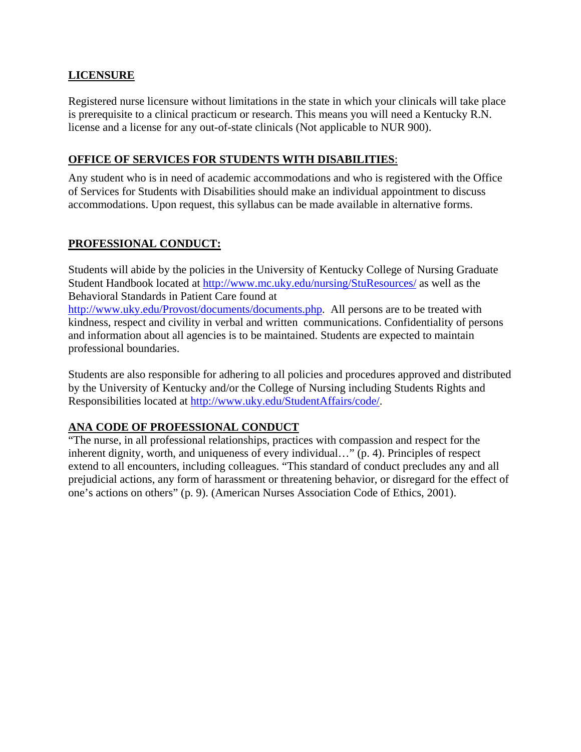## LICENSURE

Registered nurse licensure without limitations in the state in which your clinicals will take place is prerequisite to a clinical practicum or research. This means you will need a Kentucky R.N. license and a license for any out-of-state clinicals (Not applicable to NUR 900).

## OFFICE OF SERVICES FOR STUDENTS WITH DISABILITIES:

Any student who is in need of academic accommodations and who is registered with the Office of Services for Students with Disabilities should make an individual appointment to discuss accommodations. Upon request, this syllabus can be made available in alternative forms.

## PROFESSIONAL CONDUCT:

Students will abide by the policies in the University of Kentucky College of Nursing Graduate Student Handbook located at http://www.mc.uky.edu/nursing/StuResources/ as well as the Behavioral Standards in Patient Care found at http://www.uky.edu/Provost/documents/documents.php. All persons are to be treated with kindness, respect and civility in verbal and written communications. Confidentiality of persons and information about all agencies is to be maintained. Students are expected to maintain professional boundaries.

Students are also responsible for adhering to all policies and procedures approved and distributed by the University of Kentucky and/or the College of Nursing including Students Rights and Responsibilities located at http://www.uky.edu/StudentAffairs/code/.

## ANA CODE OF PROFESSIONAL CONDUCT

"The nurse, in all professional relationships, practices with compassion and respect for the inherent dignity, worth, and uniqueness of every individual…" (p. 4). Principles of respect extend to all encounters, including colleagues. "This standard of conduct precludes any and all prejudicial actions, any form of harassment or threatening behavior, or disregard for the effect of one's actions on others" (p. 9). (American Nurses Association Code of Ethics, 2001).